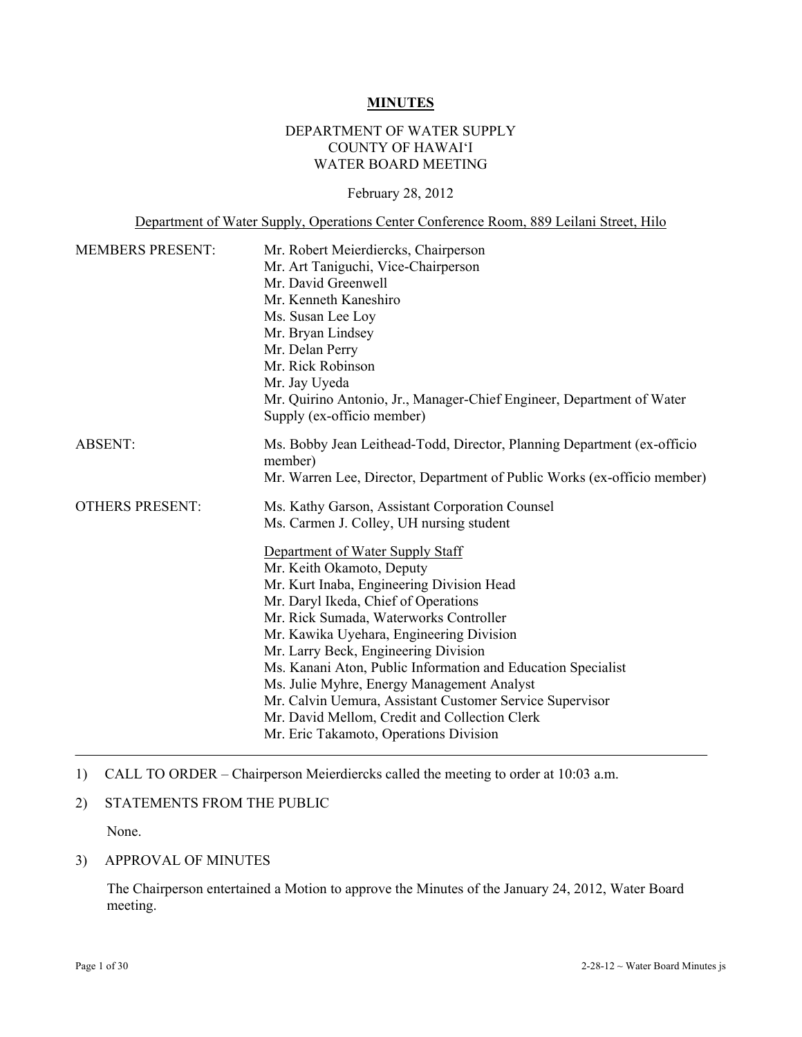# MINUTES

DEPARTMENT OF WATER SUPPLY
COUNTY OF HAWAI'I
WATER BOARD MEETING

February 28, 2012

Department of Water Supply, Operations Center Conference Room, 889 Leilani Street, Hilo

MEMBERS PRESENT:
Mr. Robert Meierdiercks, Chairperson
Mr. Art Taniguchi, Vice-Chairperson
Mr. David Greenwell
Mr. Kenneth Kaneshiro
Ms. Susan Lee Loy
Mr. Bryan Lindsey
Mr. Delan Perry
Mr. Rick Robinson
Mr. Jay Uyeda
Mr. Quirino Antonio, Jr., Manager-Chief Engineer, Department of Water Supply (ex-officio member)

ABSENT:
Ms. Bobby Jean Leithead-Todd, Director, Planning Department (ex-officio member)
Mr. Warren Lee, Director, Department of Public Works (ex-officio member)

OTHERS PRESENT:
Ms. Kathy Garson, Assistant Corporation Counsel
Ms. Carmen J. Colley, UH nursing student

Department of Water Supply Staff
Mr. Keith Okamoto, Deputy
Mr. Kurt Inaba, Engineering Division Head
Mr. Daryl Ikeda, Chief of Operations
Mr. Rick Sumada, Waterworks Controller
Mr. Kawika Uyehara, Engineering Division
Mr. Larry Beck, Engineering Division
Ms. Kanani Aton, Public Information and Education Specialist
Ms. Julie Myhre, Energy Management Analyst
Mr. Calvin Uemura, Assistant Customer Service Supervisor
Mr. David Mellom, Credit and Collection Clerk
Mr. Eric Takamoto, Operations Division

---

1) CALL TO ORDER – Chairperson Meierdiercks called the meeting to order at 10:03 a.m.

2) STATEMENTS FROM THE PUBLIC

None.

3) APPROVAL OF MINUTES

The Chairperson entertained a Motion to approve the Minutes of the January 24, 2012, Water Board meeting.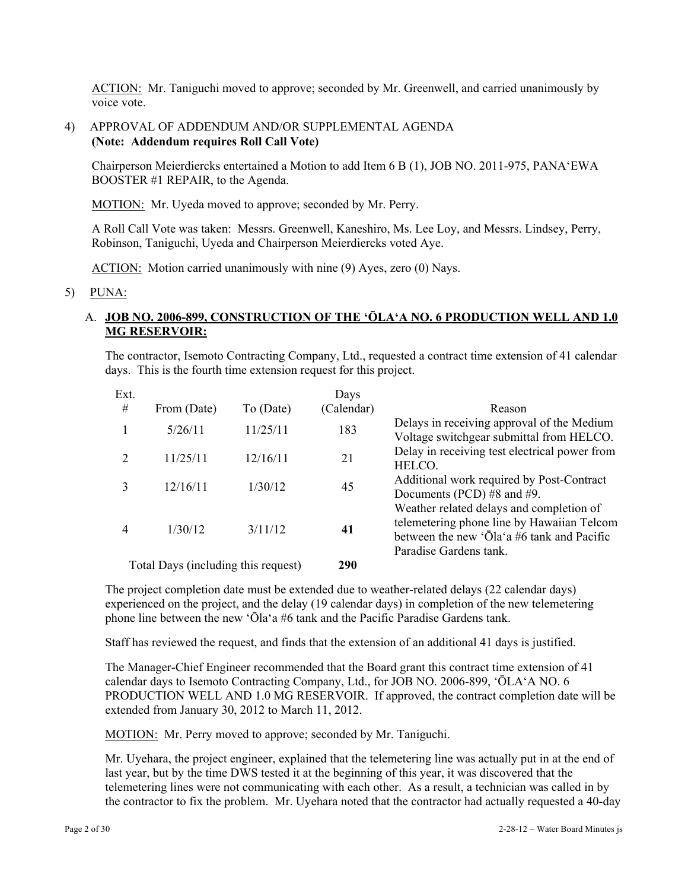ACTION: Mr. Taniguchi moved to approve; seconded by Mr. Greenwell, and carried unanimously by voice vote.

4) APPROVAL OF ADDENDUM AND/OR SUPPLEMENTAL AGENDA
**(Note: Addendum requires Roll Call Vote)**

Chairperson Meierdiercks entertained a Motion to add Item 6 B (1), JOB NO. 2011-975, PANA'EWA BOOSTER #1 REPAIR, to the Agenda.

MOTION: Mr. Uyeda moved to approve; seconded by Mr. Perry.

A Roll Call Vote was taken: Messrs. Greenwell, Kaneshiro, Ms. Lee Loy, and Messrs. Lindsey, Perry, Robinson, Taniguchi, Uyeda and Chairperson Meierdiercks voted Aye.

ACTION: Motion carried unanimously with nine (9) Ayes, zero (0) Nays.

5) PUNA:

A. **JOB NO. 2006-899, CONSTRUCTION OF THE 'ŌLA'A NO. 6 PRODUCTION WELL AND 1.0 MG RESERVOIR:**

The contractor, Isemoto Contracting Company, Ltd., requested a contract time extension of 41 calendar days. This is the fourth time extension request for this project.

| Ext. # | From (Date) | To (Date) | Days (Calendar) | Reason |
|---|---|---|---|---|
| 1 | 5/26/11 | 11/25/11 | 183 | Delays in receiving approval of the Medium Voltage switchgear submittal from HELCO. |
| 2 | 11/25/11 | 12/16/11 | 21 | Delay in receiving test electrical power from HELCO. |
| 3 | 12/16/11 | 1/30/12 | 45 | Additional work required by Post-Contract Documents (PCD) #8 and #9. |
| 4 | 1/30/12 | 3/11/12 | **41** | Weather related delays and completion of telemetering phone line by Hawaiian Telcom between the new 'Ōla'a #6 tank and Pacific Paradise Gardens tank. |
| Total Days (including this request) | | | **290** | |

The project completion date must be extended due to weather-related delays (22 calendar days) experienced on the project, and the delay (19 calendar days) in completion of the new telemetering phone line between the new 'Ōla'a #6 tank and the Pacific Paradise Gardens tank.

Staff has reviewed the request, and finds that the extension of an additional 41 days is justified.

The Manager-Chief Engineer recommended that the Board grant this contract time extension of 41 calendar days to Isemoto Contracting Company, Ltd., for JOB NO. 2006-899, 'ŌLA'A NO. 6 PRODUCTION WELL AND 1.0 MG RESERVOIR. If approved, the contract completion date will be extended from January 30, 2012 to March 11, 2012.

MOTION: Mr. Perry moved to approve; seconded by Mr. Taniguchi.

Mr. Uyehara, the project engineer, explained that the telemetering line was actually put in at the end of last year, but by the time DWS tested it at the beginning of this year, it was discovered that the telemetering lines were not communicating with each other. As a result, a technician was called in by the contractor to fix the problem. Mr. Uyehara noted that the contractor had actually requested a 40-day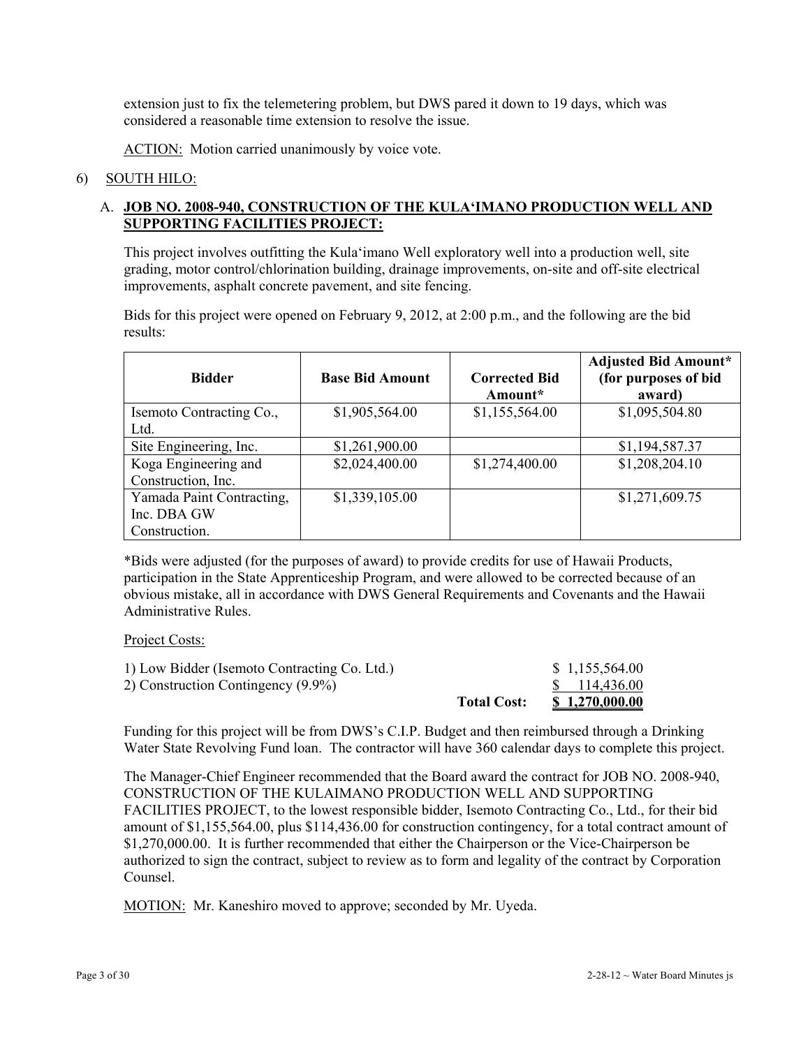extension just to fix the telemetering problem, but DWS pared it down to 19 days, which was considered a reasonable time extension to resolve the issue.

ACTION: Motion carried unanimously by voice vote.

6) SOUTH HILO:

A. **JOB NO. 2008-940, CONSTRUCTION OF THE KULAʻIMANO PRODUCTION WELL AND SUPPORTING FACILITIES PROJECT:**

This project involves outfitting the Kulaʻimano Well exploratory well into a production well, site grading, motor control/chlorination building, drainage improvements, on-site and off-site electrical improvements, asphalt concrete pavement, and site fencing.

Bids for this project were opened on February 9, 2012, at 2:00 p.m., and the following are the bid results:

| Bidder | Base Bid Amount | Corrected Bid Amount* | Adjusted Bid Amount* (for purposes of bid award) |
|---|---|---|---|
| Isemoto Contracting Co., Ltd. | $1,905,564.00 | $1,155,564.00 | $1,095,504.80 |
| Site Engineering, Inc. | $1,261,900.00 | | $1,194,587.37 |
| Koga Engineering and Construction, Inc. | $2,024,400.00 | $1,274,400.00 | $1,208,204.10 |
| Yamada Paint Contracting, Inc. DBA GW Construction. | $1,339,105.00 | | $1,271,609.75 |

*Bids were adjusted (for the purposes of award) to provide credits for use of Hawaii Products, participation in the State Apprenticeship Program, and were allowed to be corrected because of an obvious mistake, all in accordance with DWS General Requirements and Covenants and the Hawaii Administrative Rules.

Project Costs:

| | | |
|---|---|---|
| 1) Low Bidder (Isemoto Contracting Co. Ltd.) | | $ 1,155,564.00 |
| 2) Construction Contingency (9.9%) | | $ 114,436.00 |
| | **Total Cost:** | **$ 1,270,000.00** |

Funding for this project will be from DWS's C.I.P. Budget and then reimbursed through a Drinking Water State Revolving Fund loan. The contractor will have 360 calendar days to complete this project.

The Manager-Chief Engineer recommended that the Board award the contract for JOB NO. 2008-940, CONSTRUCTION OF THE KULAIMANO PRODUCTION WELL AND SUPPORTING FACILITIES PROJECT, to the lowest responsible bidder, Isemoto Contracting Co., Ltd., for their bid amount of $1,155,564.00, plus $114,436.00 for construction contingency, for a total contract amount of $1,270,000.00. It is further recommended that either the Chairperson or the Vice-Chairperson be authorized to sign the contract, subject to review as to form and legality of the contract by Corporation Counsel.

MOTION: Mr. Kaneshiro moved to approve; seconded by Mr. Uyeda.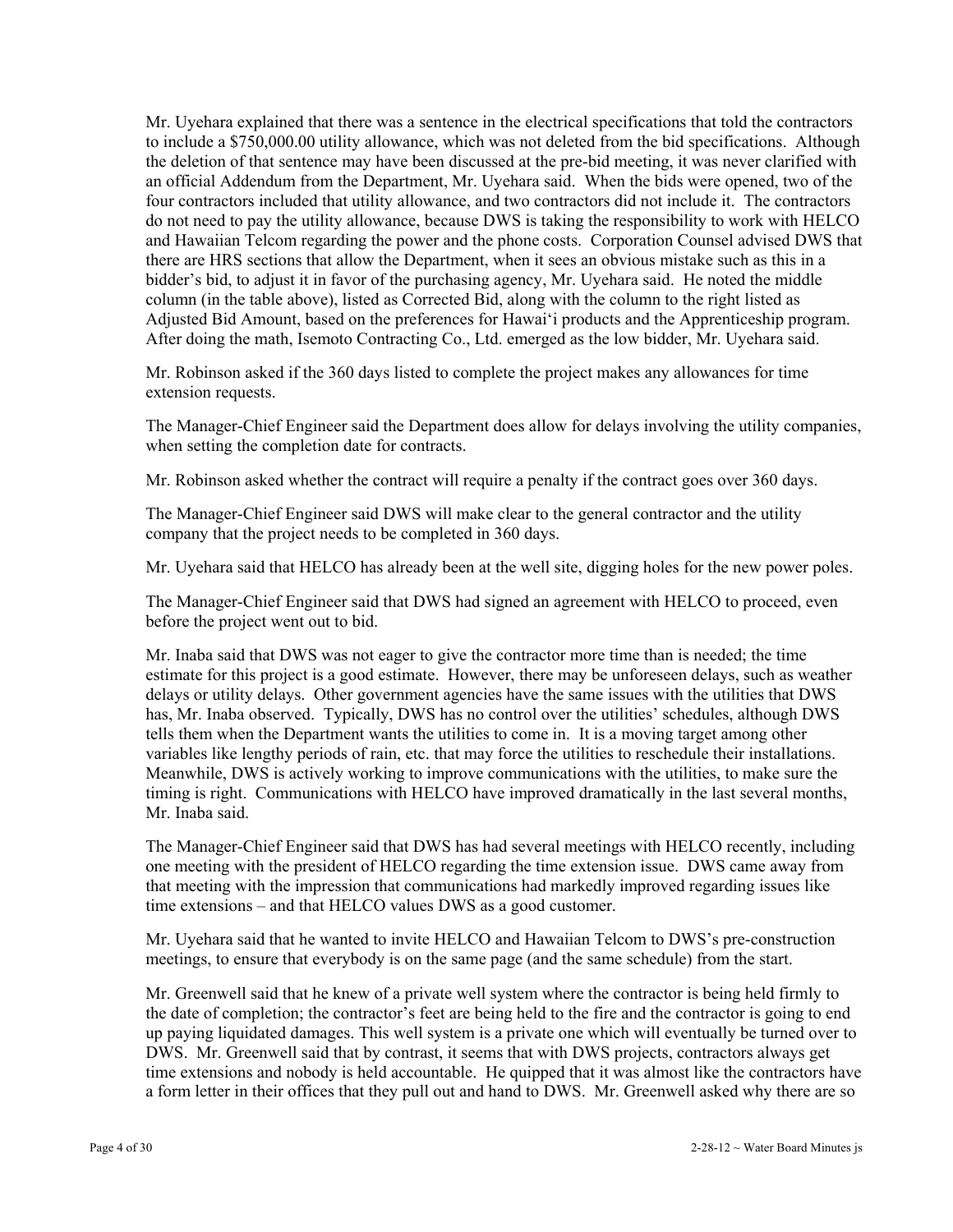Mr. Uyehara explained that there was a sentence in the electrical specifications that told the contractors to include a $750,000.00 utility allowance, which was not deleted from the bid specifications. Although the deletion of that sentence may have been discussed at the pre-bid meeting, it was never clarified with an official Addendum from the Department, Mr. Uyehara said. When the bids were opened, two of the four contractors included that utility allowance, and two contractors did not include it. The contractors do not need to pay the utility allowance, because DWS is taking the responsibility to work with HELCO and Hawaiian Telcom regarding the power and the phone costs. Corporation Counsel advised DWS that there are HRS sections that allow the Department, when it sees an obvious mistake such as this in a bidder's bid, to adjust it in favor of the purchasing agency, Mr. Uyehara said. He noted the middle column (in the table above), listed as Corrected Bid, along with the column to the right listed as Adjusted Bid Amount, based on the preferences for Hawai'i products and the Apprenticeship program. After doing the math, Isemoto Contracting Co., Ltd. emerged as the low bidder, Mr. Uyehara said.

Mr. Robinson asked if the 360 days listed to complete the project makes any allowances for time extension requests.

The Manager-Chief Engineer said the Department does allow for delays involving the utility companies, when setting the completion date for contracts.

Mr. Robinson asked whether the contract will require a penalty if the contract goes over 360 days.

The Manager-Chief Engineer said DWS will make clear to the general contractor and the utility company that the project needs to be completed in 360 days.

Mr. Uyehara said that HELCO has already been at the well site, digging holes for the new power poles.

The Manager-Chief Engineer said that DWS had signed an agreement with HELCO to proceed, even before the project went out to bid.

Mr. Inaba said that DWS was not eager to give the contractor more time than is needed; the time estimate for this project is a good estimate. However, there may be unforeseen delays, such as weather delays or utility delays. Other government agencies have the same issues with the utilities that DWS has, Mr. Inaba observed. Typically, DWS has no control over the utilities' schedules, although DWS tells them when the Department wants the utilities to come in. It is a moving target among other variables like lengthy periods of rain, etc. that may force the utilities to reschedule their installations. Meanwhile, DWS is actively working to improve communications with the utilities, to make sure the timing is right. Communications with HELCO have improved dramatically in the last several months, Mr. Inaba said.

The Manager-Chief Engineer said that DWS has had several meetings with HELCO recently, including one meeting with the president of HELCO regarding the time extension issue. DWS came away from that meeting with the impression that communications had markedly improved regarding issues like time extensions – and that HELCO values DWS as a good customer.

Mr. Uyehara said that he wanted to invite HELCO and Hawaiian Telcom to DWS's pre-construction meetings, to ensure that everybody is on the same page (and the same schedule) from the start.

Mr. Greenwell said that he knew of a private well system where the contractor is being held firmly to the date of completion; the contractor's feet are being held to the fire and the contractor is going to end up paying liquidated damages. This well system is a private one which will eventually be turned over to DWS. Mr. Greenwell said that by contrast, it seems that with DWS projects, contractors always get time extensions and nobody is held accountable. He quipped that it was almost like the contractors have a form letter in their offices that they pull out and hand to DWS. Mr. Greenwell asked why there are so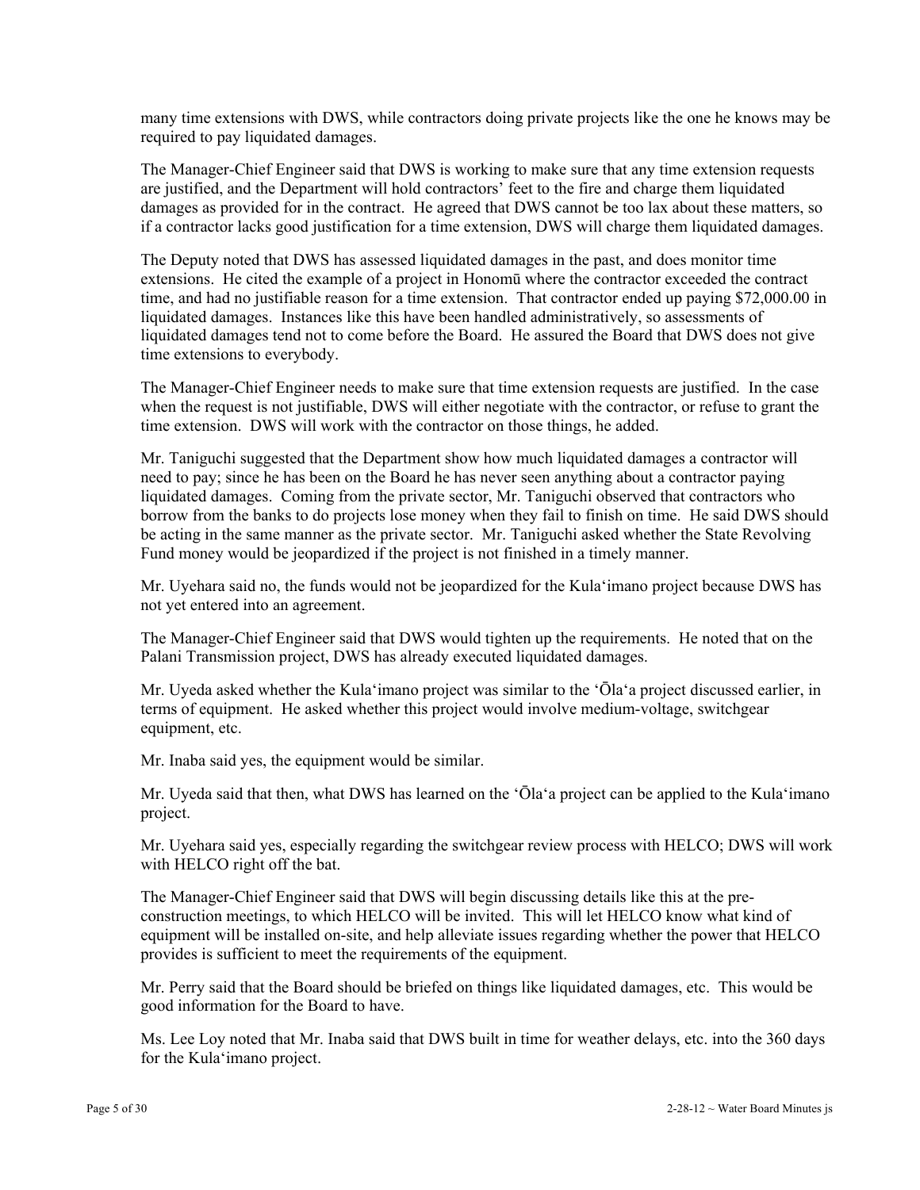many time extensions with DWS, while contractors doing private projects like the one he knows may be required to pay liquidated damages.

The Manager-Chief Engineer said that DWS is working to make sure that any time extension requests are justified, and the Department will hold contractors' feet to the fire and charge them liquidated damages as provided for in the contract. He agreed that DWS cannot be too lax about these matters, so if a contractor lacks good justification for a time extension, DWS will charge them liquidated damages.

The Deputy noted that DWS has assessed liquidated damages in the past, and does monitor time extensions. He cited the example of a project in Honomū where the contractor exceeded the contract time, and had no justifiable reason for a time extension. That contractor ended up paying $72,000.00 in liquidated damages. Instances like this have been handled administratively, so assessments of liquidated damages tend not to come before the Board. He assured the Board that DWS does not give time extensions to everybody.

The Manager-Chief Engineer needs to make sure that time extension requests are justified. In the case when the request is not justifiable, DWS will either negotiate with the contractor, or refuse to grant the time extension. DWS will work with the contractor on those things, he added.

Mr. Taniguchi suggested that the Department show how much liquidated damages a contractor will need to pay; since he has been on the Board he has never seen anything about a contractor paying liquidated damages. Coming from the private sector, Mr. Taniguchi observed that contractors who borrow from the banks to do projects lose money when they fail to finish on time. He said DWS should be acting in the same manner as the private sector. Mr. Taniguchi asked whether the State Revolving Fund money would be jeopardized if the project is not finished in a timely manner.

Mr. Uyehara said no, the funds would not be jeopardized for the Kulaʻimano project because DWS has not yet entered into an agreement.

The Manager-Chief Engineer said that DWS would tighten up the requirements. He noted that on the Palani Transmission project, DWS has already executed liquidated damages.

Mr. Uyeda asked whether the Kulaʻimano project was similar to the ʻŌlaʻa project discussed earlier, in terms of equipment. He asked whether this project would involve medium-voltage, switchgear equipment, etc.

Mr. Inaba said yes, the equipment would be similar.

Mr. Uyeda said that then, what DWS has learned on the ʻŌlaʻa project can be applied to the Kulaʻimano project.

Mr. Uyehara said yes, especially regarding the switchgear review process with HELCO; DWS will work with HELCO right off the bat.

The Manager-Chief Engineer said that DWS will begin discussing details like this at the pre-construction meetings, to which HELCO will be invited. This will let HELCO know what kind of equipment will be installed on-site, and help alleviate issues regarding whether the power that HELCO provides is sufficient to meet the requirements of the equipment.

Mr. Perry said that the Board should be briefed on things like liquidated damages, etc. This would be good information for the Board to have.

Ms. Lee Loy noted that Mr. Inaba said that DWS built in time for weather delays, etc. into the 360 days for the Kulaʻimano project.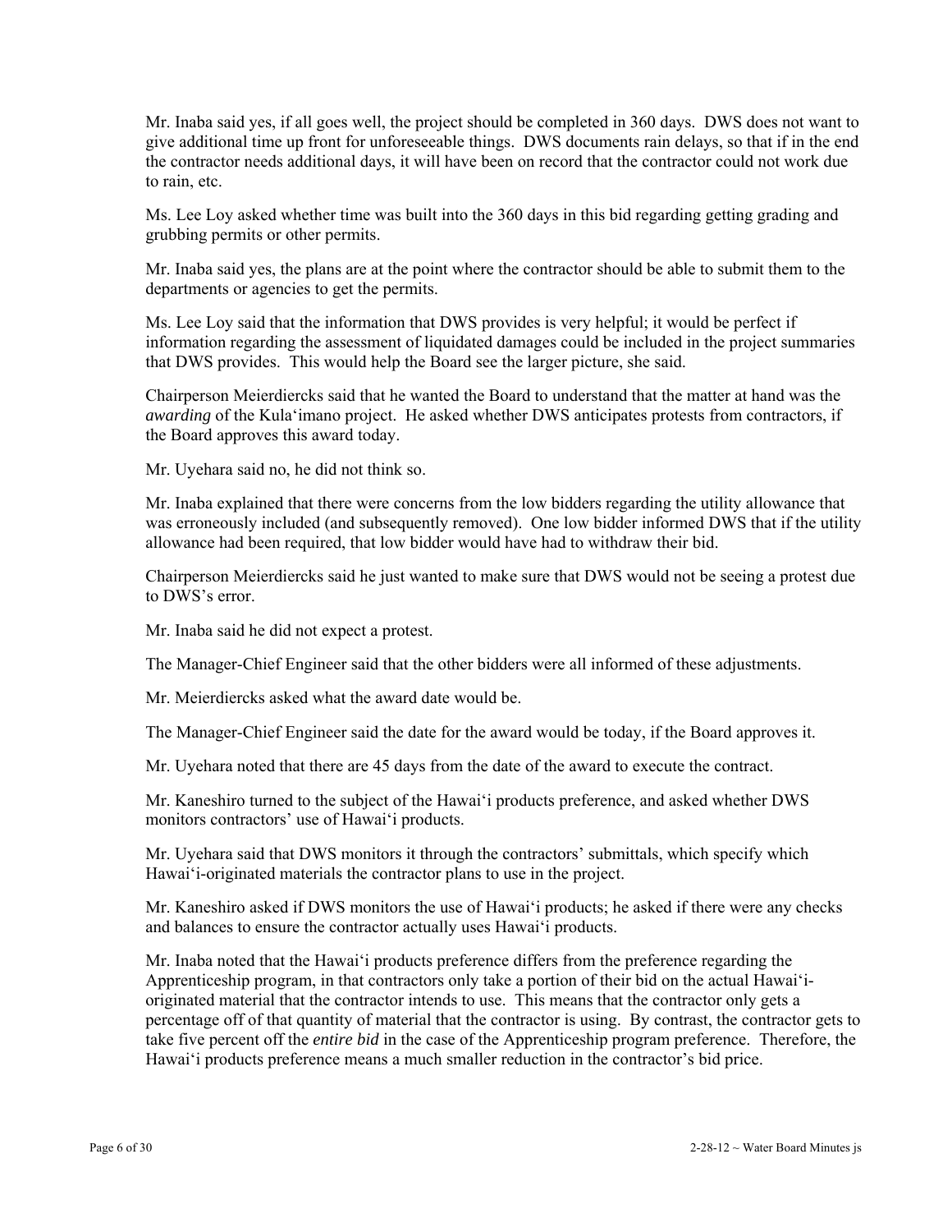Mr. Inaba said yes, if all goes well, the project should be completed in 360 days. DWS does not want to give additional time up front for unforeseeable things. DWS documents rain delays, so that if in the end the contractor needs additional days, it will have been on record that the contractor could not work due to rain, etc.

Ms. Lee Loy asked whether time was built into the 360 days in this bid regarding getting grading and grubbing permits or other permits.

Mr. Inaba said yes, the plans are at the point where the contractor should be able to submit them to the departments or agencies to get the permits.

Ms. Lee Loy said that the information that DWS provides is very helpful; it would be perfect if information regarding the assessment of liquidated damages could be included in the project summaries that DWS provides. This would help the Board see the larger picture, she said.

Chairperson Meierdiercks said that he wanted the Board to understand that the matter at hand was the *awarding* of the Kula'imano project. He asked whether DWS anticipates protests from contractors, if the Board approves this award today.

Mr. Uyehara said no, he did not think so.

Mr. Inaba explained that there were concerns from the low bidders regarding the utility allowance that was erroneously included (and subsequently removed). One low bidder informed DWS that if the utility allowance had been required, that low bidder would have had to withdraw their bid.

Chairperson Meierdiercks said he just wanted to make sure that DWS would not be seeing a protest due to DWS's error.

Mr. Inaba said he did not expect a protest.

The Manager-Chief Engineer said that the other bidders were all informed of these adjustments.

Mr. Meierdiercks asked what the award date would be.

The Manager-Chief Engineer said the date for the award would be today, if the Board approves it.

Mr. Uyehara noted that there are 45 days from the date of the award to execute the contract.

Mr. Kaneshiro turned to the subject of the Hawai'i products preference, and asked whether DWS monitors contractors' use of Hawai'i products.

Mr. Uyehara said that DWS monitors it through the contractors' submittals, which specify which Hawai'i-originated materials the contractor plans to use in the project.

Mr. Kaneshiro asked if DWS monitors the use of Hawai'i products; he asked if there were any checks and balances to ensure the contractor actually uses Hawai'i products.

Mr. Inaba noted that the Hawai'i products preference differs from the preference regarding the Apprenticeship program, in that contractors only take a portion of their bid on the actual Hawai'i-originated material that the contractor intends to use. This means that the contractor only gets a percentage off of that quantity of material that the contractor is using. By contrast, the contractor gets to take five percent off the *entire bid* in the case of the Apprenticeship program preference. Therefore, the Hawai'i products preference means a much smaller reduction in the contractor's bid price.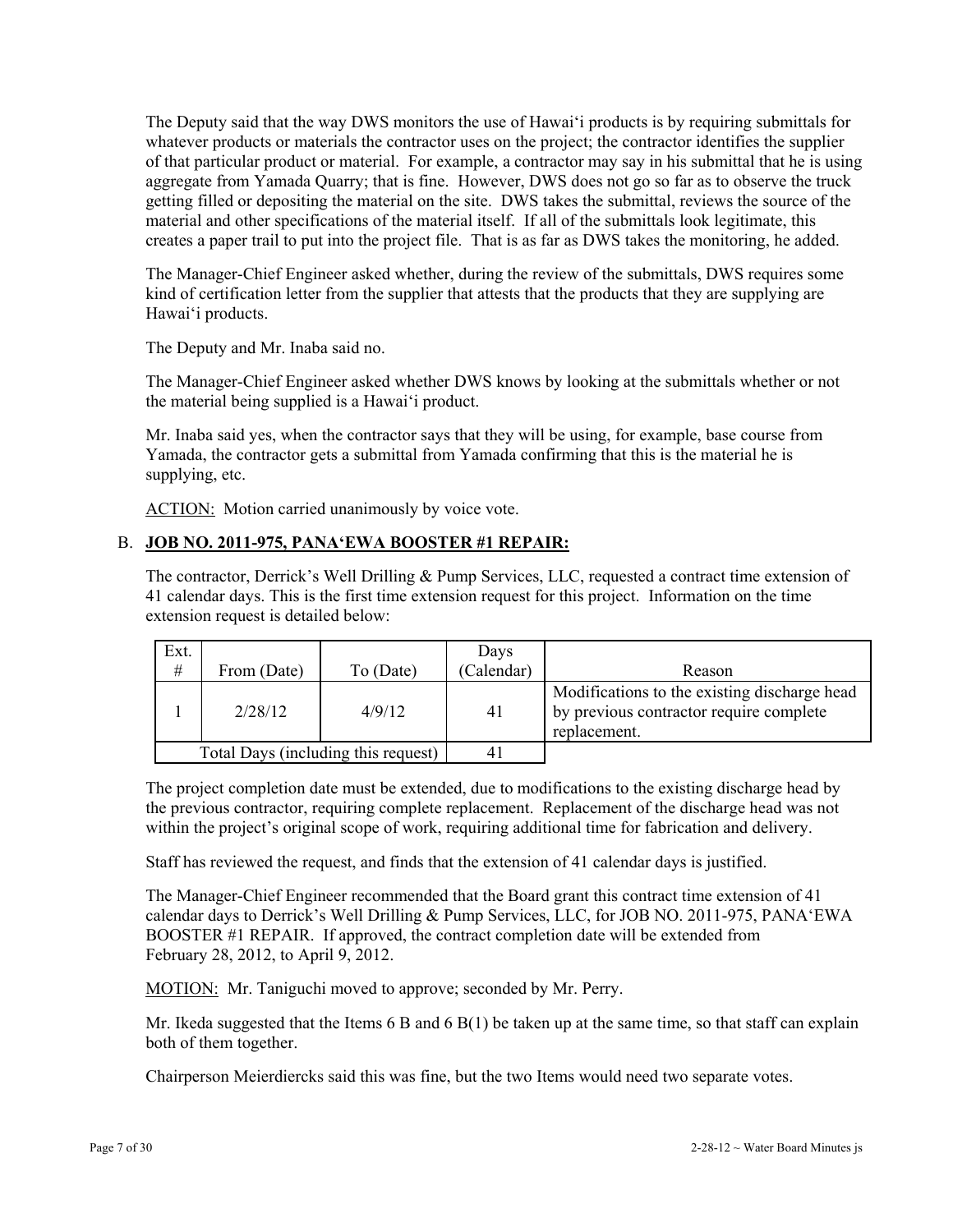The Deputy said that the way DWS monitors the use of Hawai'i products is by requiring submittals for whatever products or materials the contractor uses on the project; the contractor identifies the supplier of that particular product or material. For example, a contractor may say in his submittal that he is using aggregate from Yamada Quarry; that is fine. However, DWS does not go so far as to observe the truck getting filled or depositing the material on the site. DWS takes the submittal, reviews the source of the material and other specifications of the material itself. If all of the submittals look legitimate, this creates a paper trail to put into the project file. That is as far as DWS takes the monitoring, he added.

The Manager-Chief Engineer asked whether, during the review of the submittals, DWS requires some kind of certification letter from the supplier that attests that the products that they are supplying are Hawai'i products.

The Deputy and Mr. Inaba said no.

The Manager-Chief Engineer asked whether DWS knows by looking at the submittals whether or not the material being supplied is a Hawai'i product.

Mr. Inaba said yes, when the contractor says that they will be using, for example, base course from Yamada, the contractor gets a submittal from Yamada confirming that this is the material he is supplying, etc.

ACTION: Motion carried unanimously by voice vote.

B. **JOB NO. 2011-975, PANA'EWA BOOSTER #1 REPAIR:**

The contractor, Derrick's Well Drilling & Pump Services, LLC, requested a contract time extension of 41 calendar days. This is the first time extension request for this project. Information on the time extension request is detailed below:

| Ext. # | From (Date) | To (Date) | Days (Calendar) | Reason |
|---|---|---|---|---|
| 1 | 2/28/12 | 4/9/12 | 41 | Modifications to the existing discharge head by previous contractor require complete replacement. |
| Total Days (including this request) | | | 41 | |

The project completion date must be extended, due to modifications to the existing discharge head by the previous contractor, requiring complete replacement. Replacement of the discharge head was not within the project's original scope of work, requiring additional time for fabrication and delivery.

Staff has reviewed the request, and finds that the extension of 41 calendar days is justified.

The Manager-Chief Engineer recommended that the Board grant this contract time extension of 41 calendar days to Derrick's Well Drilling & Pump Services, LLC, for JOB NO. 2011-975, PANA'EWA BOOSTER #1 REPAIR. If approved, the contract completion date will be extended from February 28, 2012, to April 9, 2012.

MOTION: Mr. Taniguchi moved to approve; seconded by Mr. Perry.

Mr. Ikeda suggested that the Items 6 B and 6 B(1) be taken up at the same time, so that staff can explain both of them together.

Chairperson Meierdiercks said this was fine, but the two Items would need two separate votes.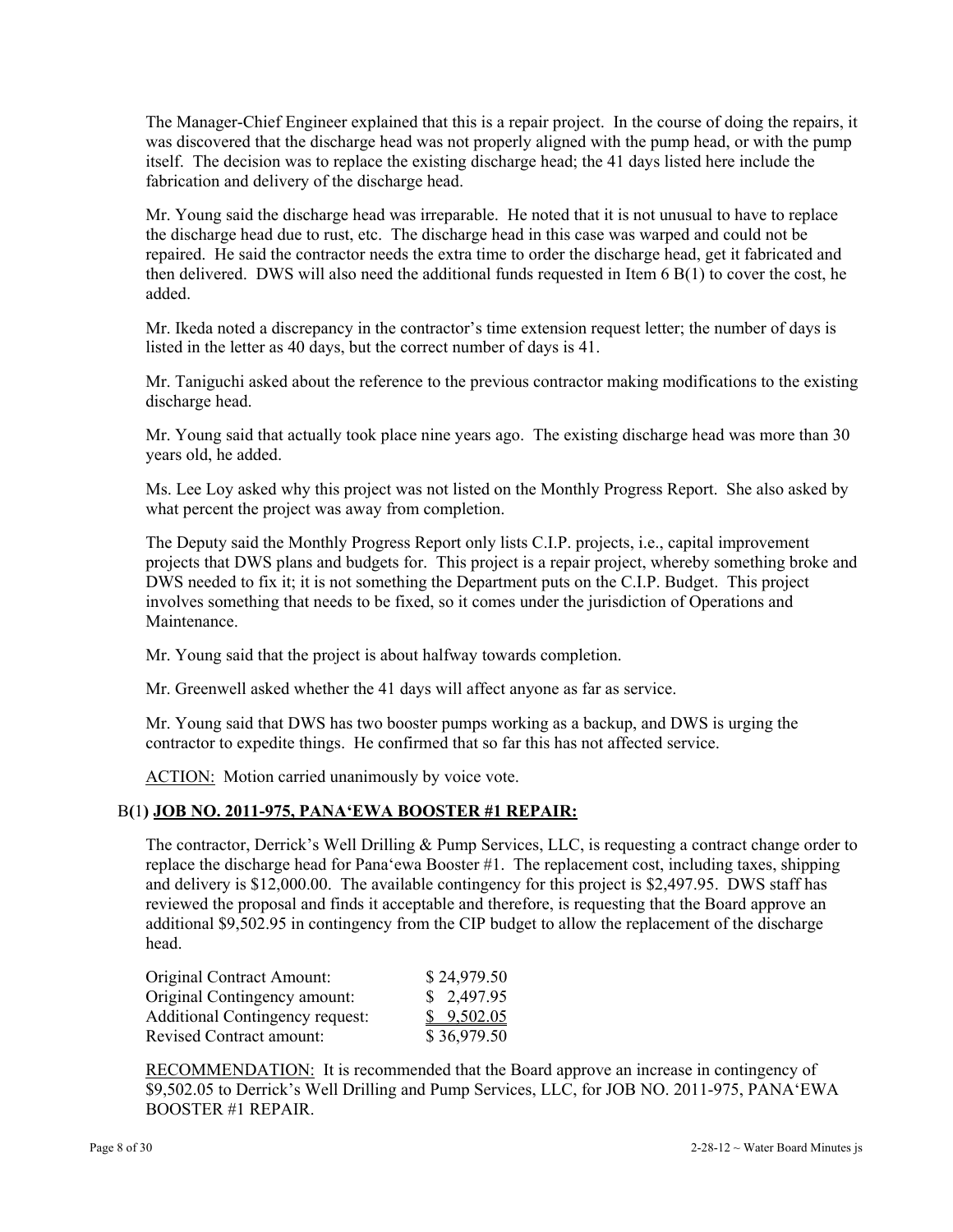The Manager-Chief Engineer explained that this is a repair project. In the course of doing the repairs, it was discovered that the discharge head was not properly aligned with the pump head, or with the pump itself. The decision was to replace the existing discharge head; the 41 days listed here include the fabrication and delivery of the discharge head.

Mr. Young said the discharge head was irreparable. He noted that it is not unusual to have to replace the discharge head due to rust, etc. The discharge head in this case was warped and could not be repaired. He said the contractor needs the extra time to order the discharge head, get it fabricated and then delivered. DWS will also need the additional funds requested in Item 6 B(1) to cover the cost, he added.

Mr. Ikeda noted a discrepancy in the contractor's time extension request letter; the number of days is listed in the letter as 40 days, but the correct number of days is 41.

Mr. Taniguchi asked about the reference to the previous contractor making modifications to the existing discharge head.

Mr. Young said that actually took place nine years ago. The existing discharge head was more than 30 years old, he added.

Ms. Lee Loy asked why this project was not listed on the Monthly Progress Report. She also asked by what percent the project was away from completion.

The Deputy said the Monthly Progress Report only lists C.I.P. projects, i.e., capital improvement projects that DWS plans and budgets for. This project is a repair project, whereby something broke and DWS needed to fix it; it is not something the Department puts on the C.I.P. Budget. This project involves something that needs to be fixed, so it comes under the jurisdiction of Operations and Maintenance.

Mr. Young said that the project is about halfway towards completion.

Mr. Greenwell asked whether the 41 days will affect anyone as far as service.

Mr. Young said that DWS has two booster pumps working as a backup, and DWS is urging the contractor to expedite things. He confirmed that so far this has not affected service.

ACTION: Motion carried unanimously by voice vote.

## B(1) JOB NO. 2011-975, PANA'EWA BOOSTER #1 REPAIR:

The contractor, Derrick's Well Drilling & Pump Services, LLC, is requesting a contract change order to replace the discharge head for Pana'ewa Booster #1. The replacement cost, including taxes, shipping and delivery is $12,000.00. The available contingency for this project is $2,497.95. DWS staff has reviewed the proposal and finds it acceptable and therefore, is requesting that the Board approve an additional $9,502.95 in contingency from the CIP budget to allow the replacement of the discharge head.

| | |
|---|---|
| Original Contract Amount: | $ 24,979.50 |
| Original Contingency amount: | $ 2,497.95 |
| Additional Contingency request: | $ 9,502.05 |
| Revised Contract amount: | $ 36,979.50 |

RECOMMENDATION: It is recommended that the Board approve an increase in contingency of $9,502.05 to Derrick's Well Drilling and Pump Services, LLC, for JOB NO. 2011-975, PANA'EWA BOOSTER #1 REPAIR.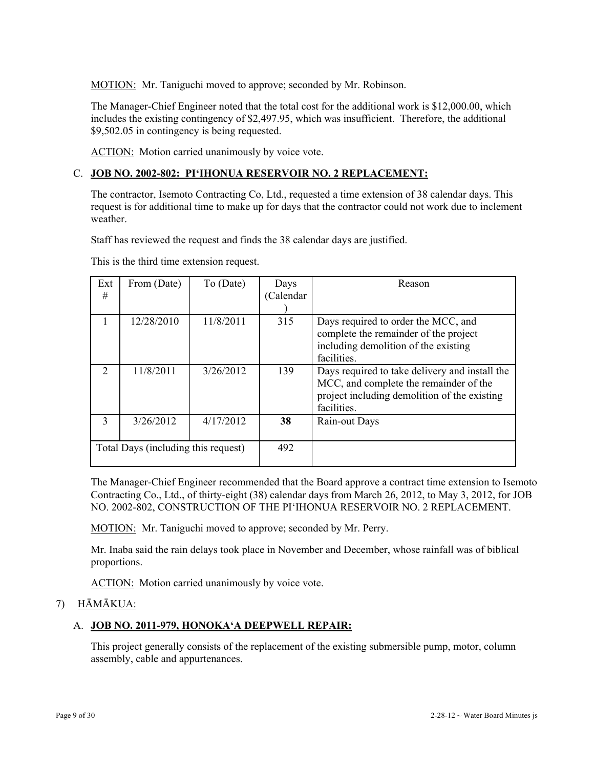MOTION: Mr. Taniguchi moved to approve; seconded by Mr. Robinson.

The Manager-Chief Engineer noted that the total cost for the additional work is $12,000.00, which includes the existing contingency of $2,497.95, which was insufficient. Therefore, the additional $9,502.05 in contingency is being requested.

ACTION: Motion carried unanimously by voice vote.

C. **JOB NO. 2002-802: PIʻIHONUA RESERVOIR NO. 2 REPLACEMENT:**

The contractor, Isemoto Contracting Co, Ltd., requested a time extension of 38 calendar days. This request is for additional time to make up for days that the contractor could not work due to inclement weather.

Staff has reviewed the request and finds the 38 calendar days are justified.

This is the third time extension request.

| Ext # | From (Date) | To (Date) | Days (Calendar) | Reason |
|---|---|---|---|---|
| 1 | 12/28/2010 | 11/8/2011 | 315 | Days required to order the MCC, and complete the remainder of the project including demolition of the existing facilities. |
| 2 | 11/8/2011 | 3/26/2012 | 139 | Days required to take delivery and install the MCC, and complete the remainder of the project including demolition of the existing facilities. |
| 3 | 3/26/2012 | 4/17/2012 | **38** | Rain-out Days |
| Total Days (including this request) | | | 492 | |

The Manager-Chief Engineer recommended that the Board approve a contract time extension to Isemoto Contracting Co., Ltd., of thirty-eight (38) calendar days from March 26, 2012, to May 3, 2012, for JOB NO. 2002-802, CONSTRUCTION OF THE PIʻIHONUA RESERVOIR NO. 2 REPLACEMENT.

MOTION: Mr. Taniguchi moved to approve; seconded by Mr. Perry.

Mr. Inaba said the rain delays took place in November and December, whose rainfall was of biblical proportions.

ACTION: Motion carried unanimously by voice vote.

7) HĀMĀKUA:

A. **JOB NO. 2011-979, HONOKAʻA DEEPWELL REPAIR:**

This project generally consists of the replacement of the existing submersible pump, motor, column assembly, cable and appurtenances.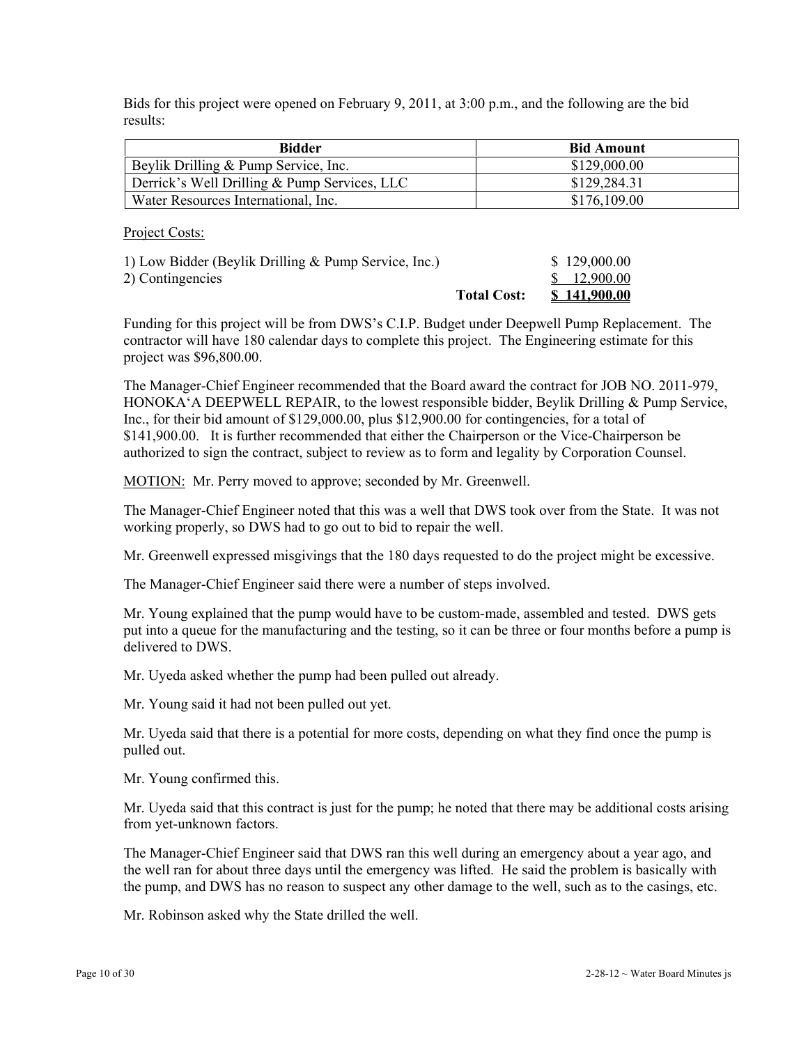Bids for this project were opened on February 9, 2011, at 3:00 p.m., and the following are the bid results:

| Bidder | Bid Amount |
|---|---|
| Beylik Drilling & Pump Service, Inc. | $129,000.00 |
| Derrick's Well Drilling & Pump Services, LLC | $129,284.31 |
| Water Resources International, Inc. | $176,109.00 |

Project Costs:

| | | |
|---|---|---|
| 1) Low Bidder (Beylik Drilling & Pump Service, Inc.) | | $ 129,000.00 |
| 2) Contingencies | | $ 12,900.00 |
| | **Total Cost:** | **$ 141,900.00** |

Funding for this project will be from DWS's C.I.P. Budget under Deepwell Pump Replacement. The contractor will have 180 calendar days to complete this project. The Engineering estimate for this project was $96,800.00.

The Manager-Chief Engineer recommended that the Board award the contract for JOB NO. 2011-979, HONOKA'A DEEPWELL REPAIR, to the lowest responsible bidder, Beylik Drilling & Pump Service, Inc., for their bid amount of $129,000.00, plus $12,900.00 for contingencies, for a total of $141,900.00. It is further recommended that either the Chairperson or the Vice-Chairperson be authorized to sign the contract, subject to review as to form and legality by Corporation Counsel.

MOTION: Mr. Perry moved to approve; seconded by Mr. Greenwell.

The Manager-Chief Engineer noted that this was a well that DWS took over from the State. It was not working properly, so DWS had to go out to bid to repair the well.

Mr. Greenwell expressed misgivings that the 180 days requested to do the project might be excessive.

The Manager-Chief Engineer said there were a number of steps involved.

Mr. Young explained that the pump would have to be custom-made, assembled and tested. DWS gets put into a queue for the manufacturing and the testing, so it can be three or four months before a pump is delivered to DWS.

Mr. Uyeda asked whether the pump had been pulled out already.

Mr. Young said it had not been pulled out yet.

Mr. Uyeda said that there is a potential for more costs, depending on what they find once the pump is pulled out.

Mr. Young confirmed this.

Mr. Uyeda said that this contract is just for the pump; he noted that there may be additional costs arising from yet-unknown factors.

The Manager-Chief Engineer said that DWS ran this well during an emergency about a year ago, and the well ran for about three days until the emergency was lifted. He said the problem is basically with the pump, and DWS has no reason to suspect any other damage to the well, such as to the casings, etc.

Mr. Robinson asked why the State drilled the well.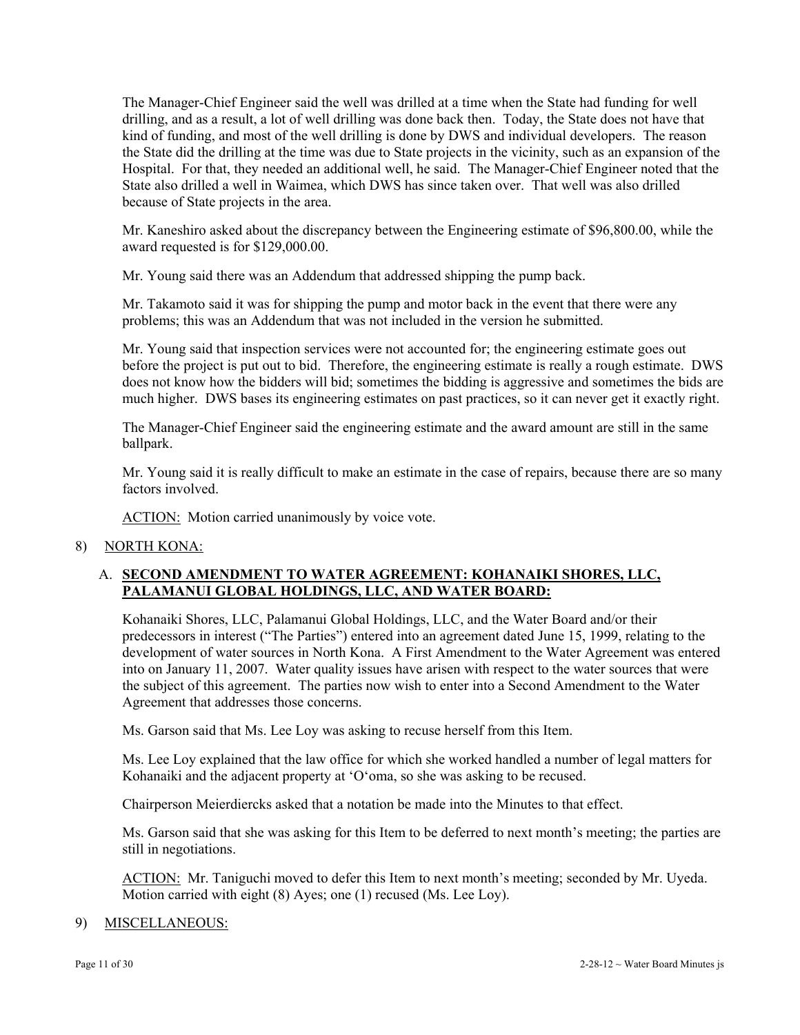The Manager-Chief Engineer said the well was drilled at a time when the State had funding for well drilling, and as a result, a lot of well drilling was done back then. Today, the State does not have that kind of funding, and most of the well drilling is done by DWS and individual developers. The reason the State did the drilling at the time was due to State projects in the vicinity, such as an expansion of the Hospital. For that, they needed an additional well, he said. The Manager-Chief Engineer noted that the State also drilled a well in Waimea, which DWS has since taken over. That well was also drilled because of State projects in the area.

Mr. Kaneshiro asked about the discrepancy between the Engineering estimate of $96,800.00, while the award requested is for $129,000.00.

Mr. Young said there was an Addendum that addressed shipping the pump back.

Mr. Takamoto said it was for shipping the pump and motor back in the event that there were any problems; this was an Addendum that was not included in the version he submitted.

Mr. Young said that inspection services were not accounted for; the engineering estimate goes out before the project is put out to bid. Therefore, the engineering estimate is really a rough estimate. DWS does not know how the bidders will bid; sometimes the bidding is aggressive and sometimes the bids are much higher. DWS bases its engineering estimates on past practices, so it can never get it exactly right.

The Manager-Chief Engineer said the engineering estimate and the award amount are still in the same ballpark.

Mr. Young said it is really difficult to make an estimate in the case of repairs, because there are so many factors involved.

ACTION: Motion carried unanimously by voice vote.

8) NORTH KONA:

A. **SECOND AMENDMENT TO WATER AGREEMENT: KOHANAIKI SHORES, LLC, PALAMANUI GLOBAL HOLDINGS, LLC, AND WATER BOARD:**

Kohanaiki Shores, LLC, Palamanui Global Holdings, LLC, and the Water Board and/or their predecessors in interest ("The Parties") entered into an agreement dated June 15, 1999, relating to the development of water sources in North Kona. A First Amendment to the Water Agreement was entered into on January 11, 2007. Water quality issues have arisen with respect to the water sources that were the subject of this agreement. The parties now wish to enter into a Second Amendment to the Water Agreement that addresses those concerns.

Ms. Garson said that Ms. Lee Loy was asking to recuse herself from this Item.

Ms. Lee Loy explained that the law office for which she worked handled a number of legal matters for Kohanaiki and the adjacent property at ʻOʻoma, so she was asking to be recused.

Chairperson Meierdiercks asked that a notation be made into the Minutes to that effect.

Ms. Garson said that she was asking for this Item to be deferred to next month's meeting; the parties are still in negotiations.

ACTION: Mr. Taniguchi moved to defer this Item to next month's meeting; seconded by Mr. Uyeda. Motion carried with eight (8) Ayes; one (1) recused (Ms. Lee Loy).

9) MISCELLANEOUS: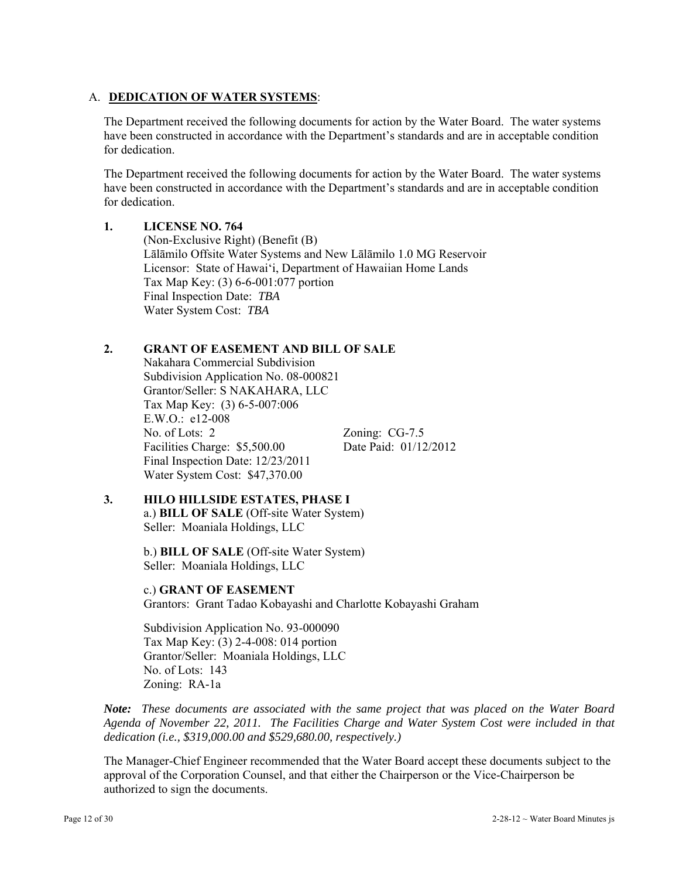A. **<u>DEDICATION OF WATER SYSTEMS</u>**:

The Department received the following documents for action by the Water Board. The water systems have been constructed in accordance with the Department's standards and are in acceptable condition for dedication.

The Department received the following documents for action by the Water Board. The water systems have been constructed in accordance with the Department's standards and are in acceptable condition for dedication.

**1. LICENSE NO. 764**

(Non-Exclusive Right) (Benefit (B)
Lālāmilo Offsite Water Systems and New Lālāmilo 1.0 MG Reservoir
Licensor: State of Hawai'i, Department of Hawaiian Home Lands
Tax Map Key: (3) 6-6-001:077 portion
Final Inspection Date: *TBA*
Water System Cost: *TBA*

**2. GRANT OF EASEMENT AND BILL OF SALE**

Nakahara Commercial Subdivision
Subdivision Application No. 08-000821
Grantor/Seller: S NAKAHARA, LLC
Tax Map Key: (3) 6-5-007:006
E.W.O.: e12-008
No. of Lots: 2 Zoning: CG-7.5
Facilities Charge: $5,500.00 Date Paid: 01/12/2012
Final Inspection Date: 12/23/2011
Water System Cost: $47,370.00

**3. HILO HILLSIDE ESTATES, PHASE I**

a.) **BILL OF SALE** (Off-site Water System)
Seller: Moaniala Holdings, LLC

b.) **BILL OF SALE** (Off-site Water System)
Seller: Moaniala Holdings, LLC

c.) **GRANT OF EASEMENT**
Grantors: Grant Tadao Kobayashi and Charlotte Kobayashi Graham

Subdivision Application No. 93-000090
Tax Map Key: (3) 2-4-008: 014 portion
Grantor/Seller: Moaniala Holdings, LLC
No. of Lots: 143
Zoning: RA-1a

***Note:*** *These documents are associated with the same project that was placed on the Water Board Agenda of November 22, 2011. The Facilities Charge and Water System Cost were included in that dedication (i.e., $319,000.00 and $529,680.00, respectively.)*

The Manager-Chief Engineer recommended that the Water Board accept these documents subject to the approval of the Corporation Counsel, and that either the Chairperson or the Vice-Chairperson be authorized to sign the documents.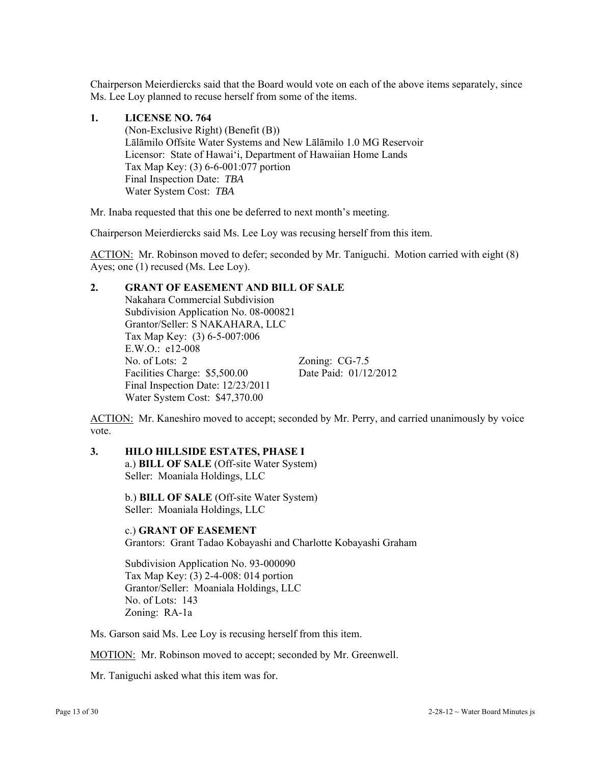Chairperson Meierdiercks said that the Board would vote on each of the above items separately, since Ms. Lee Loy planned to recuse herself from some of the items.

**1. LICENSE NO. 764**

(Non-Exclusive Right) (Benefit (B))
Lālāmilo Offsite Water Systems and New Lālāmilo 1.0 MG Reservoir
Licensor: State of Hawaiʻi, Department of Hawaiian Home Lands
Tax Map Key: (3) 6-6-001:077 portion
Final Inspection Date: *TBA*
Water System Cost: *TBA*

Mr. Inaba requested that this one be deferred to next month's meeting.

Chairperson Meierdiercks said Ms. Lee Loy was recusing herself from this item.

ACTION: Mr. Robinson moved to defer; seconded by Mr. Taniguchi. Motion carried with eight (8) Ayes; one (1) recused (Ms. Lee Loy).

**2. GRANT OF EASEMENT AND BILL OF SALE**

Nakahara Commercial Subdivision
Subdivision Application No. 08-000821
Grantor/Seller: S NAKAHARA, LLC
Tax Map Key: (3) 6-5-007:006
E.W.O.: e12-008
No. of Lots: 2 — Zoning: CG-7.5
Facilities Charge: $5,500.00 — Date Paid: 01/12/2012
Final Inspection Date: 12/23/2011
Water System Cost: $47,370.00

ACTION: Mr. Kaneshiro moved to accept; seconded by Mr. Perry, and carried unanimously by voice vote.

**3. HILO HILLSIDE ESTATES, PHASE I**

a.) **BILL OF SALE** (Off-site Water System)
Seller: Moaniala Holdings, LLC

b.) **BILL OF SALE** (Off-site Water System)
Seller: Moaniala Holdings, LLC

c.) **GRANT OF EASEMENT**
Grantors: Grant Tadao Kobayashi and Charlotte Kobayashi Graham

Subdivision Application No. 93-000090
Tax Map Key: (3) 2-4-008: 014 portion
Grantor/Seller: Moaniala Holdings, LLC
No. of Lots: 143
Zoning: RA-1a

Ms. Garson said Ms. Lee Loy is recusing herself from this item.

MOTION: Mr. Robinson moved to accept; seconded by Mr. Greenwell.

Mr. Taniguchi asked what this item was for.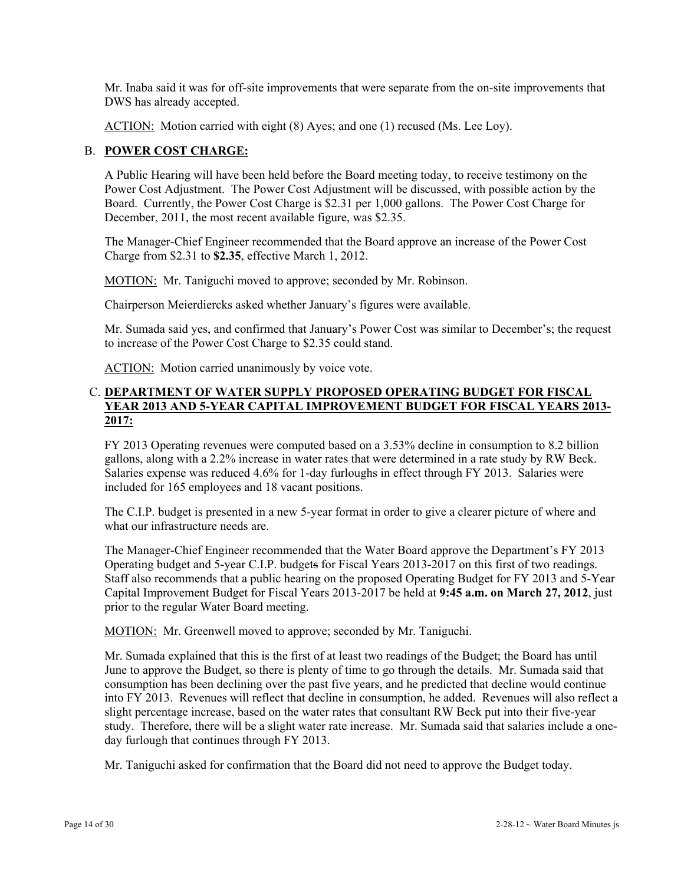Mr. Inaba said it was for off-site improvements that were separate from the on-site improvements that DWS has already accepted.

ACTION: Motion carried with eight (8) Ayes; and one (1) recused (Ms. Lee Loy).

B. **POWER COST CHARGE:**

A Public Hearing will have been held before the Board meeting today, to receive testimony on the Power Cost Adjustment. The Power Cost Adjustment will be discussed, with possible action by the Board. Currently, the Power Cost Charge is $2.31 per 1,000 gallons. The Power Cost Charge for December, 2011, the most recent available figure, was $2.35.

The Manager-Chief Engineer recommended that the Board approve an increase of the Power Cost Charge from $2.31 to **$2.35**, effective March 1, 2012.

MOTION: Mr. Taniguchi moved to approve; seconded by Mr. Robinson.

Chairperson Meierdiercks asked whether January's figures were available.

Mr. Sumada said yes, and confirmed that January's Power Cost was similar to December's; the request to increase of the Power Cost Charge to $2.35 could stand.

ACTION: Motion carried unanimously by voice vote.

C. **DEPARTMENT OF WATER SUPPLY PROPOSED OPERATING BUDGET FOR FISCAL YEAR 2013 AND 5-YEAR CAPITAL IMPROVEMENT BUDGET FOR FISCAL YEARS 2013-2017:**

FY 2013 Operating revenues were computed based on a 3.53% decline in consumption to 8.2 billion gallons, along with a 2.2% increase in water rates that were determined in a rate study by RW Beck. Salaries expense was reduced 4.6% for 1-day furloughs in effect through FY 2013. Salaries were included for 165 employees and 18 vacant positions.

The C.I.P. budget is presented in a new 5-year format in order to give a clearer picture of where and what our infrastructure needs are.

The Manager-Chief Engineer recommended that the Water Board approve the Department's FY 2013 Operating budget and 5-year C.I.P. budgets for Fiscal Years 2013-2017 on this first of two readings. Staff also recommends that a public hearing on the proposed Operating Budget for FY 2013 and 5-Year Capital Improvement Budget for Fiscal Years 2013-2017 be held at **9:45 a.m. on March 27, 2012**, just prior to the regular Water Board meeting.

MOTION: Mr. Greenwell moved to approve; seconded by Mr. Taniguchi.

Mr. Sumada explained that this is the first of at least two readings of the Budget; the Board has until June to approve the Budget, so there is plenty of time to go through the details. Mr. Sumada said that consumption has been declining over the past five years, and he predicted that decline would continue into FY 2013. Revenues will reflect that decline in consumption, he added. Revenues will also reflect a slight percentage increase, based on the water rates that consultant RW Beck put into their five-year study. Therefore, there will be a slight water rate increase. Mr. Sumada said that salaries include a one-day furlough that continues through FY 2013.

Mr. Taniguchi asked for confirmation that the Board did not need to approve the Budget today.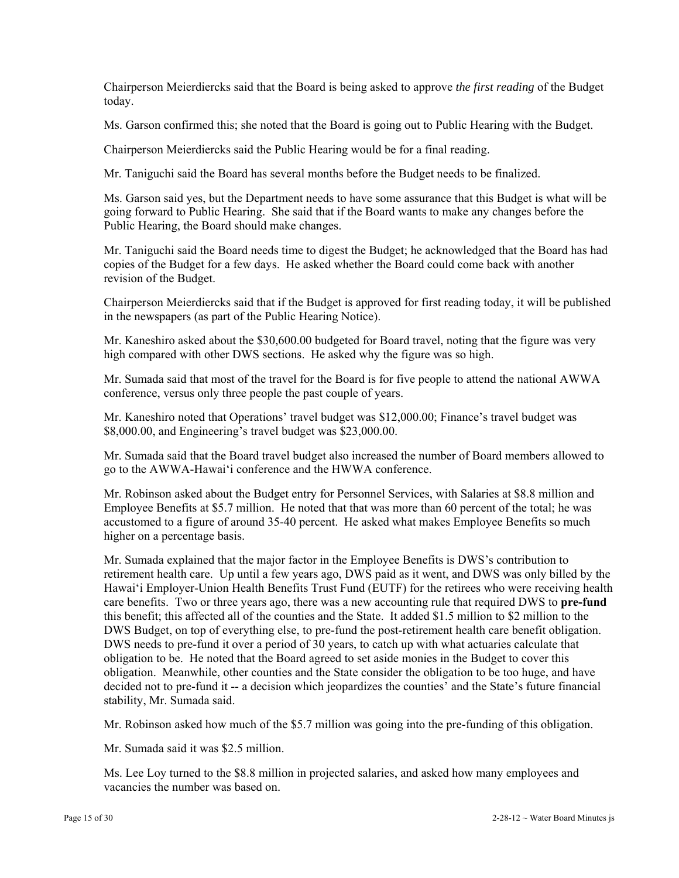Chairperson Meierdiercks said that the Board is being asked to approve *the first reading* of the Budget today.

Ms. Garson confirmed this; she noted that the Board is going out to Public Hearing with the Budget.

Chairperson Meierdiercks said the Public Hearing would be for a final reading.

Mr. Taniguchi said the Board has several months before the Budget needs to be finalized.

Ms. Garson said yes, but the Department needs to have some assurance that this Budget is what will be going forward to Public Hearing. She said that if the Board wants to make any changes before the Public Hearing, the Board should make changes.

Mr. Taniguchi said the Board needs time to digest the Budget; he acknowledged that the Board has had copies of the Budget for a few days. He asked whether the Board could come back with another revision of the Budget.

Chairperson Meierdiercks said that if the Budget is approved for first reading today, it will be published in the newspapers (as part of the Public Hearing Notice).

Mr. Kaneshiro asked about the $30,600.00 budgeted for Board travel, noting that the figure was very high compared with other DWS sections. He asked why the figure was so high.

Mr. Sumada said that most of the travel for the Board is for five people to attend the national AWWA conference, versus only three people the past couple of years.

Mr. Kaneshiro noted that Operations' travel budget was $12,000.00; Finance's travel budget was $8,000.00, and Engineering's travel budget was $23,000.00.

Mr. Sumada said that the Board travel budget also increased the number of Board members allowed to go to the AWWA-Hawai'i conference and the HWWA conference.

Mr. Robinson asked about the Budget entry for Personnel Services, with Salaries at $8.8 million and Employee Benefits at $5.7 million. He noted that that was more than 60 percent of the total; he was accustomed to a figure of around 35-40 percent. He asked what makes Employee Benefits so much higher on a percentage basis.

Mr. Sumada explained that the major factor in the Employee Benefits is DWS's contribution to retirement health care. Up until a few years ago, DWS paid as it went, and DWS was only billed by the Hawai'i Employer-Union Health Benefits Trust Fund (EUTF) for the retirees who were receiving health care benefits. Two or three years ago, there was a new accounting rule that required DWS to **pre-fund** this benefit; this affected all of the counties and the State. It added $1.5 million to $2 million to the DWS Budget, on top of everything else, to pre-fund the post-retirement health care benefit obligation. DWS needs to pre-fund it over a period of 30 years, to catch up with what actuaries calculate that obligation to be. He noted that the Board agreed to set aside monies in the Budget to cover this obligation. Meanwhile, other counties and the State consider the obligation to be too huge, and have decided not to pre-fund it -- a decision which jeopardizes the counties' and the State's future financial stability, Mr. Sumada said.

Mr. Robinson asked how much of the $5.7 million was going into the pre-funding of this obligation.

Mr. Sumada said it was $2.5 million.

Ms. Lee Loy turned to the $8.8 million in projected salaries, and asked how many employees and vacancies the number was based on.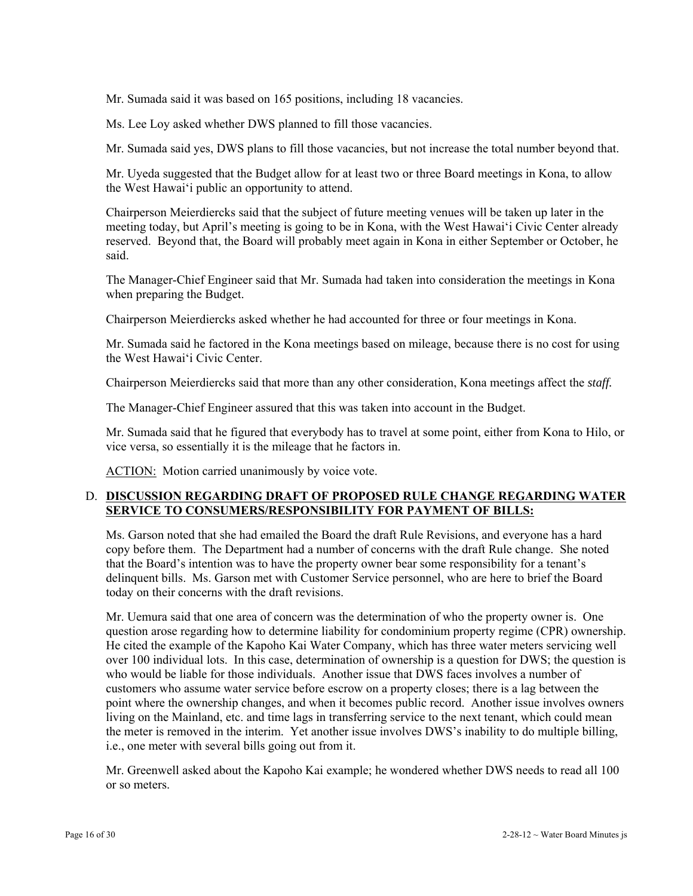Mr. Sumada said it was based on 165 positions, including 18 vacancies.

Ms. Lee Loy asked whether DWS planned to fill those vacancies.

Mr. Sumada said yes, DWS plans to fill those vacancies, but not increase the total number beyond that.

Mr. Uyeda suggested that the Budget allow for at least two or three Board meetings in Kona, to allow the West Hawai'i public an opportunity to attend.

Chairperson Meierdiercks said that the subject of future meeting venues will be taken up later in the meeting today, but April's meeting is going to be in Kona, with the West Hawai'i Civic Center already reserved. Beyond that, the Board will probably meet again in Kona in either September or October, he said.

The Manager-Chief Engineer said that Mr. Sumada had taken into consideration the meetings in Kona when preparing the Budget.

Chairperson Meierdiercks asked whether he had accounted for three or four meetings in Kona.

Mr. Sumada said he factored in the Kona meetings based on mileage, because there is no cost for using the West Hawai'i Civic Center.

Chairperson Meierdiercks said that more than any other consideration, Kona meetings affect the *staff*.

The Manager-Chief Engineer assured that this was taken into account in the Budget.

Mr. Sumada said that he figured that everybody has to travel at some point, either from Kona to Hilo, or vice versa, so essentially it is the mileage that he factors in.

ACTION: Motion carried unanimously by voice vote.

D. **DISCUSSION REGARDING DRAFT OF PROPOSED RULE CHANGE REGARDING WATER SERVICE TO CONSUMERS/RESPONSIBILITY FOR PAYMENT OF BILLS:**

Ms. Garson noted that she had emailed the Board the draft Rule Revisions, and everyone has a hard copy before them. The Department had a number of concerns with the draft Rule change. She noted that the Board's intention was to have the property owner bear some responsibility for a tenant's delinquent bills. Ms. Garson met with Customer Service personnel, who are here to brief the Board today on their concerns with the draft revisions.

Mr. Uemura said that one area of concern was the determination of who the property owner is. One question arose regarding how to determine liability for condominium property regime (CPR) ownership. He cited the example of the Kapoho Kai Water Company, which has three water meters servicing well over 100 individual lots. In this case, determination of ownership is a question for DWS; the question is who would be liable for those individuals. Another issue that DWS faces involves a number of customers who assume water service before escrow on a property closes; there is a lag between the point where the ownership changes, and when it becomes public record. Another issue involves owners living on the Mainland, etc. and time lags in transferring service to the next tenant, which could mean the meter is removed in the interim. Yet another issue involves DWS's inability to do multiple billing, i.e., one meter with several bills going out from it.

Mr. Greenwell asked about the Kapoho Kai example; he wondered whether DWS needs to read all 100 or so meters.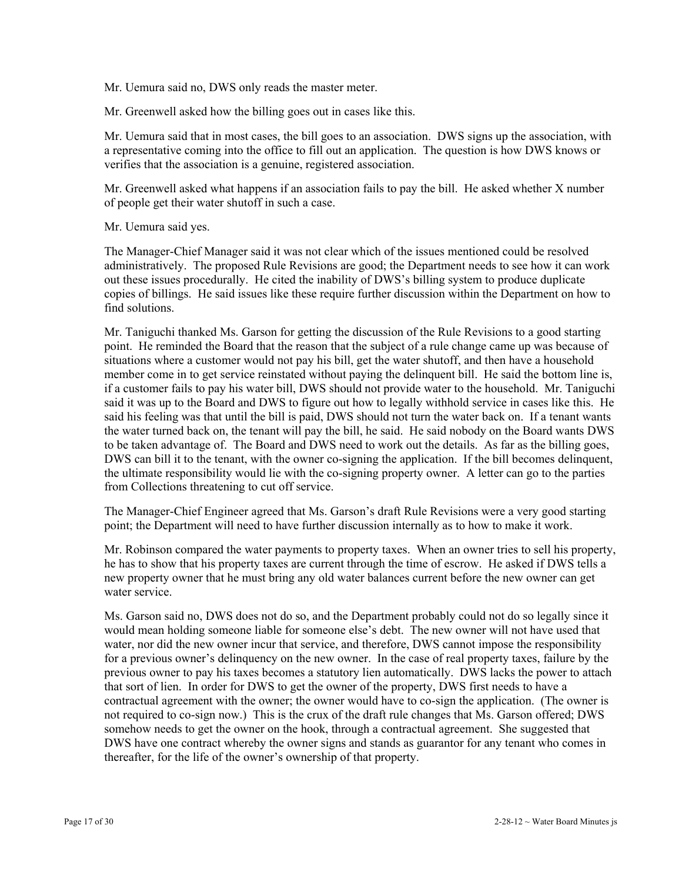Mr. Uemura said no, DWS only reads the master meter.

Mr. Greenwell asked how the billing goes out in cases like this.

Mr. Uemura said that in most cases, the bill goes to an association. DWS signs up the association, with a representative coming into the office to fill out an application. The question is how DWS knows or verifies that the association is a genuine, registered association.

Mr. Greenwell asked what happens if an association fails to pay the bill. He asked whether X number of people get their water shutoff in such a case.

Mr. Uemura said yes.

The Manager-Chief Manager said it was not clear which of the issues mentioned could be resolved administratively. The proposed Rule Revisions are good; the Department needs to see how it can work out these issues procedurally. He cited the inability of DWS's billing system to produce duplicate copies of billings. He said issues like these require further discussion within the Department on how to find solutions.

Mr. Taniguchi thanked Ms. Garson for getting the discussion of the Rule Revisions to a good starting point. He reminded the Board that the reason that the subject of a rule change came up was because of situations where a customer would not pay his bill, get the water shutoff, and then have a household member come in to get service reinstated without paying the delinquent bill. He said the bottom line is, if a customer fails to pay his water bill, DWS should not provide water to the household. Mr. Taniguchi said it was up to the Board and DWS to figure out how to legally withhold service in cases like this. He said his feeling was that until the bill is paid, DWS should not turn the water back on. If a tenant wants the water turned back on, the tenant will pay the bill, he said. He said nobody on the Board wants DWS to be taken advantage of. The Board and DWS need to work out the details. As far as the billing goes, DWS can bill it to the tenant, with the owner co-signing the application. If the bill becomes delinquent, the ultimate responsibility would lie with the co-signing property owner. A letter can go to the parties from Collections threatening to cut off service.

The Manager-Chief Engineer agreed that Ms. Garson's draft Rule Revisions were a very good starting point; the Department will need to have further discussion internally as to how to make it work.

Mr. Robinson compared the water payments to property taxes. When an owner tries to sell his property, he has to show that his property taxes are current through the time of escrow. He asked if DWS tells a new property owner that he must bring any old water balances current before the new owner can get water service.

Ms. Garson said no, DWS does not do so, and the Department probably could not do so legally since it would mean holding someone liable for someone else's debt. The new owner will not have used that water, nor did the new owner incur that service, and therefore, DWS cannot impose the responsibility for a previous owner's delinquency on the new owner. In the case of real property taxes, failure by the previous owner to pay his taxes becomes a statutory lien automatically. DWS lacks the power to attach that sort of lien. In order for DWS to get the owner of the property, DWS first needs to have a contractual agreement with the owner; the owner would have to co-sign the application. (The owner is not required to co-sign now.) This is the crux of the draft rule changes that Ms. Garson offered; DWS somehow needs to get the owner on the hook, through a contractual agreement. She suggested that DWS have one contract whereby the owner signs and stands as guarantor for any tenant who comes in thereafter, for the life of the owner's ownership of that property.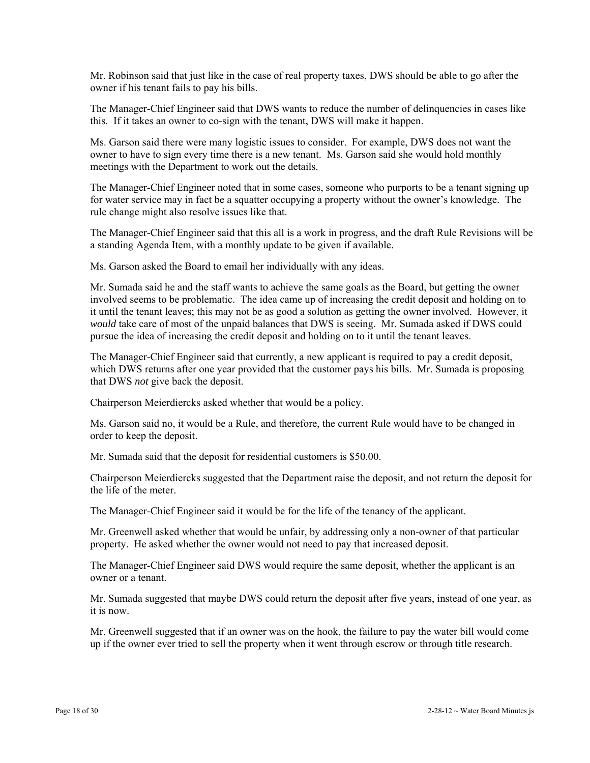Mr. Robinson said that just like in the case of real property taxes, DWS should be able to go after the owner if his tenant fails to pay his bills.

The Manager-Chief Engineer said that DWS wants to reduce the number of delinquencies in cases like this. If it takes an owner to co-sign with the tenant, DWS will make it happen.

Ms. Garson said there were many logistic issues to consider. For example, DWS does not want the owner to have to sign every time there is a new tenant. Ms. Garson said she would hold monthly meetings with the Department to work out the details.

The Manager-Chief Engineer noted that in some cases, someone who purports to be a tenant signing up for water service may in fact be a squatter occupying a property without the owner's knowledge. The rule change might also resolve issues like that.

The Manager-Chief Engineer said that this all is a work in progress, and the draft Rule Revisions will be a standing Agenda Item, with a monthly update to be given if available.

Ms. Garson asked the Board to email her individually with any ideas.

Mr. Sumada said he and the staff wants to achieve the same goals as the Board, but getting the owner involved seems to be problematic. The idea came up of increasing the credit deposit and holding on to it until the tenant leaves; this may not be as good a solution as getting the owner involved. However, it *would* take care of most of the unpaid balances that DWS is seeing. Mr. Sumada asked if DWS could pursue the idea of increasing the credit deposit and holding on to it until the tenant leaves.

The Manager-Chief Engineer said that currently, a new applicant is required to pay a credit deposit, which DWS returns after one year provided that the customer pays his bills. Mr. Sumada is proposing that DWS *not* give back the deposit.

Chairperson Meierdiercks asked whether that would be a policy.

Ms. Garson said no, it would be a Rule, and therefore, the current Rule would have to be changed in order to keep the deposit.

Mr. Sumada said that the deposit for residential customers is $50.00.

Chairperson Meierdiercks suggested that the Department raise the deposit, and not return the deposit for the life of the meter.

The Manager-Chief Engineer said it would be for the life of the tenancy of the applicant.

Mr. Greenwell asked whether that would be unfair, by addressing only a non-owner of that particular property. He asked whether the owner would not need to pay that increased deposit.

The Manager-Chief Engineer said DWS would require the same deposit, whether the applicant is an owner or a tenant.

Mr. Sumada suggested that maybe DWS could return the deposit after five years, instead of one year, as it is now.

Mr. Greenwell suggested that if an owner was on the hook, the failure to pay the water bill would come up if the owner ever tried to sell the property when it went through escrow or through title research.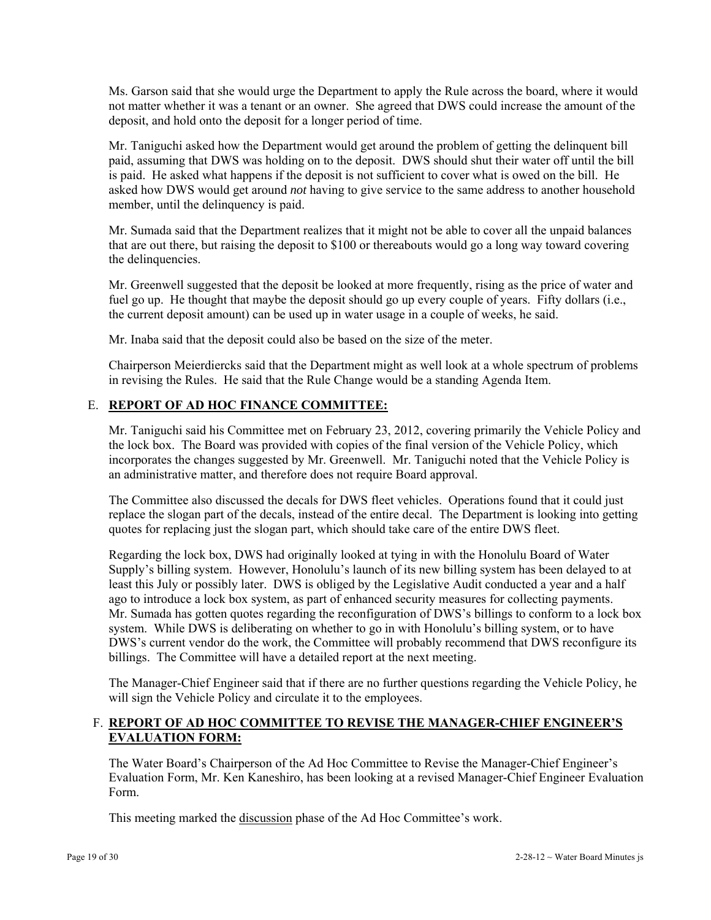Ms. Garson said that she would urge the Department to apply the Rule across the board, where it would not matter whether it was a tenant or an owner. She agreed that DWS could increase the amount of the deposit, and hold onto the deposit for a longer period of time.

Mr. Taniguchi asked how the Department would get around the problem of getting the delinquent bill paid, assuming that DWS was holding on to the deposit. DWS should shut their water off until the bill is paid. He asked what happens if the deposit is not sufficient to cover what is owed on the bill. He asked how DWS would get around *not* having to give service to the same address to another household member, until the delinquency is paid.

Mr. Sumada said that the Department realizes that it might not be able to cover all the unpaid balances that are out there, but raising the deposit to $100 or thereabouts would go a long way toward covering the delinquencies.

Mr. Greenwell suggested that the deposit be looked at more frequently, rising as the price of water and fuel go up. He thought that maybe the deposit should go up every couple of years. Fifty dollars (i.e., the current deposit amount) can be used up in water usage in a couple of weeks, he said.

Mr. Inaba said that the deposit could also be based on the size of the meter.

Chairperson Meierdiercks said that the Department might as well look at a whole spectrum of problems in revising the Rules. He said that the Rule Change would be a standing Agenda Item.

## E. REPORT OF AD HOC FINANCE COMMITTEE:

Mr. Taniguchi said his Committee met on February 23, 2012, covering primarily the Vehicle Policy and the lock box. The Board was provided with copies of the final version of the Vehicle Policy, which incorporates the changes suggested by Mr. Greenwell. Mr. Taniguchi noted that the Vehicle Policy is an administrative matter, and therefore does not require Board approval.

The Committee also discussed the decals for DWS fleet vehicles. Operations found that it could just replace the slogan part of the decals, instead of the entire decal. The Department is looking into getting quotes for replacing just the slogan part, which should take care of the entire DWS fleet.

Regarding the lock box, DWS had originally looked at tying in with the Honolulu Board of Water Supply's billing system. However, Honolulu's launch of its new billing system has been delayed to at least this July or possibly later. DWS is obliged by the Legislative Audit conducted a year and a half ago to introduce a lock box system, as part of enhanced security measures for collecting payments. Mr. Sumada has gotten quotes regarding the reconfiguration of DWS's billings to conform to a lock box system. While DWS is deliberating on whether to go in with Honolulu's billing system, or to have DWS's current vendor do the work, the Committee will probably recommend that DWS reconfigure its billings. The Committee will have a detailed report at the next meeting.

The Manager-Chief Engineer said that if there are no further questions regarding the Vehicle Policy, he will sign the Vehicle Policy and circulate it to the employees.

## F. REPORT OF AD HOC COMMITTEE TO REVISE THE MANAGER-CHIEF ENGINEER'S EVALUATION FORM:

The Water Board's Chairperson of the Ad Hoc Committee to Revise the Manager-Chief Engineer's Evaluation Form, Mr. Ken Kaneshiro, has been looking at a revised Manager-Chief Engineer Evaluation Form.

This meeting marked the discussion phase of the Ad Hoc Committee's work.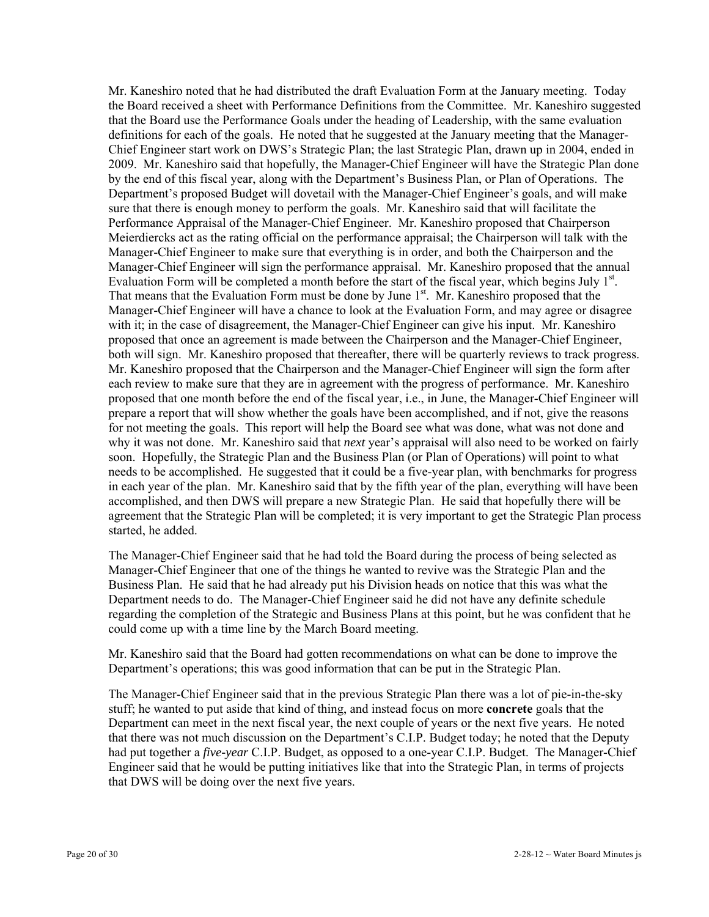Mr. Kaneshiro noted that he had distributed the draft Evaluation Form at the January meeting. Today the Board received a sheet with Performance Definitions from the Committee. Mr. Kaneshiro suggested that the Board use the Performance Goals under the heading of Leadership, with the same evaluation definitions for each of the goals. He noted that he suggested at the January meeting that the Manager-Chief Engineer start work on DWS's Strategic Plan; the last Strategic Plan, drawn up in 2004, ended in 2009. Mr. Kaneshiro said that hopefully, the Manager-Chief Engineer will have the Strategic Plan done by the end of this fiscal year, along with the Department's Business Plan, or Plan of Operations. The Department's proposed Budget will dovetail with the Manager-Chief Engineer's goals, and will make sure that there is enough money to perform the goals. Mr. Kaneshiro said that will facilitate the Performance Appraisal of the Manager-Chief Engineer. Mr. Kaneshiro proposed that Chairperson Meierdiercks act as the rating official on the performance appraisal; the Chairperson will talk with the Manager-Chief Engineer to make sure that everything is in order, and both the Chairperson and the Manager-Chief Engineer will sign the performance appraisal. Mr. Kaneshiro proposed that the annual Evaluation Form will be completed a month before the start of the fiscal year, which begins July 1st. That means that the Evaluation Form must be done by June 1st. Mr. Kaneshiro proposed that the Manager-Chief Engineer will have a chance to look at the Evaluation Form, and may agree or disagree with it; in the case of disagreement, the Manager-Chief Engineer can give his input. Mr. Kaneshiro proposed that once an agreement is made between the Chairperson and the Manager-Chief Engineer, both will sign. Mr. Kaneshiro proposed that thereafter, there will be quarterly reviews to track progress. Mr. Kaneshiro proposed that the Chairperson and the Manager-Chief Engineer will sign the form after each review to make sure that they are in agreement with the progress of performance. Mr. Kaneshiro proposed that one month before the end of the fiscal year, i.e., in June, the Manager-Chief Engineer will prepare a report that will show whether the goals have been accomplished, and if not, give the reasons for not meeting the goals. This report will help the Board see what was done, what was not done and why it was not done. Mr. Kaneshiro said that *next* year's appraisal will also need to be worked on fairly soon. Hopefully, the Strategic Plan and the Business Plan (or Plan of Operations) will point to what needs to be accomplished. He suggested that it could be a five-year plan, with benchmarks for progress in each year of the plan. Mr. Kaneshiro said that by the fifth year of the plan, everything will have been accomplished, and then DWS will prepare a new Strategic Plan. He said that hopefully there will be agreement that the Strategic Plan will be completed; it is very important to get the Strategic Plan process started, he added.

The Manager-Chief Engineer said that he had told the Board during the process of being selected as Manager-Chief Engineer that one of the things he wanted to revive was the Strategic Plan and the Business Plan. He said that he had already put his Division heads on notice that this was what the Department needs to do. The Manager-Chief Engineer said he did not have any definite schedule regarding the completion of the Strategic and Business Plans at this point, but he was confident that he could come up with a time line by the March Board meeting.

Mr. Kaneshiro said that the Board had gotten recommendations on what can be done to improve the Department's operations; this was good information that can be put in the Strategic Plan.

The Manager-Chief Engineer said that in the previous Strategic Plan there was a lot of pie-in-the-sky stuff; he wanted to put aside that kind of thing, and instead focus on more **concrete** goals that the Department can meet in the next fiscal year, the next couple of years or the next five years. He noted that there was not much discussion on the Department's C.I.P. Budget today; he noted that the Deputy had put together a *five-year* C.I.P. Budget, as opposed to a one-year C.I.P. Budget. The Manager-Chief Engineer said that he would be putting initiatives like that into the Strategic Plan, in terms of projects that DWS will be doing over the next five years.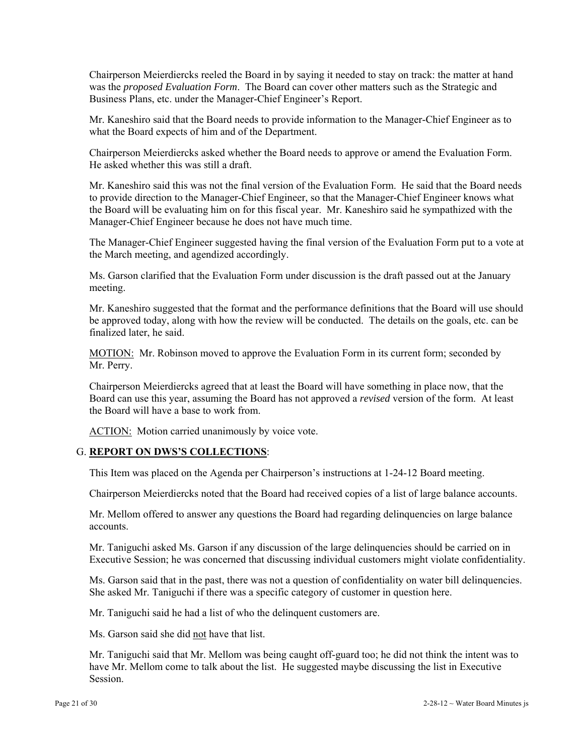Chairperson Meierdiercks reeled the Board in by saying it needed to stay on track: the matter at hand was the *proposed Evaluation Form*. The Board can cover other matters such as the Strategic and Business Plans, etc. under the Manager-Chief Engineer's Report.

Mr. Kaneshiro said that the Board needs to provide information to the Manager-Chief Engineer as to what the Board expects of him and of the Department.

Chairperson Meierdiercks asked whether the Board needs to approve or amend the Evaluation Form. He asked whether this was still a draft.

Mr. Kaneshiro said this was not the final version of the Evaluation Form. He said that the Board needs to provide direction to the Manager-Chief Engineer, so that the Manager-Chief Engineer knows what the Board will be evaluating him on for this fiscal year. Mr. Kaneshiro said he sympathized with the Manager-Chief Engineer because he does not have much time.

The Manager-Chief Engineer suggested having the final version of the Evaluation Form put to a vote at the March meeting, and agendized accordingly.

Ms. Garson clarified that the Evaluation Form under discussion is the draft passed out at the January meeting.

Mr. Kaneshiro suggested that the format and the performance definitions that the Board will use should be approved today, along with how the review will be conducted. The details on the goals, etc. can be finalized later, he said.

<u>MOTION:</u> Mr. Robinson moved to approve the Evaluation Form in its current form; seconded by Mr. Perry.

Chairperson Meierdiercks agreed that at least the Board will have something in place now, that the Board can use this year, assuming the Board has not approved a *revised* version of the form. At least the Board will have a base to work from.

<u>ACTION:</u> Motion carried unanimously by voice vote.

G. **<u>REPORT ON DWS'S COLLECTIONS</u>**:

This Item was placed on the Agenda per Chairperson's instructions at 1-24-12 Board meeting.

Chairperson Meierdiercks noted that the Board had received copies of a list of large balance accounts.

Mr. Mellom offered to answer any questions the Board had regarding delinquencies on large balance accounts.

Mr. Taniguchi asked Ms. Garson if any discussion of the large delinquencies should be carried on in Executive Session; he was concerned that discussing individual customers might violate confidentiality.

Ms. Garson said that in the past, there was not a question of confidentiality on water bill delinquencies. She asked Mr. Taniguchi if there was a specific category of customer in question here.

Mr. Taniguchi said he had a list of who the delinquent customers are.

Ms. Garson said she did <u>not</u> have that list.

Mr. Taniguchi said that Mr. Mellom was being caught off-guard too; he did not think the intent was to have Mr. Mellom come to talk about the list. He suggested maybe discussing the list in Executive Session.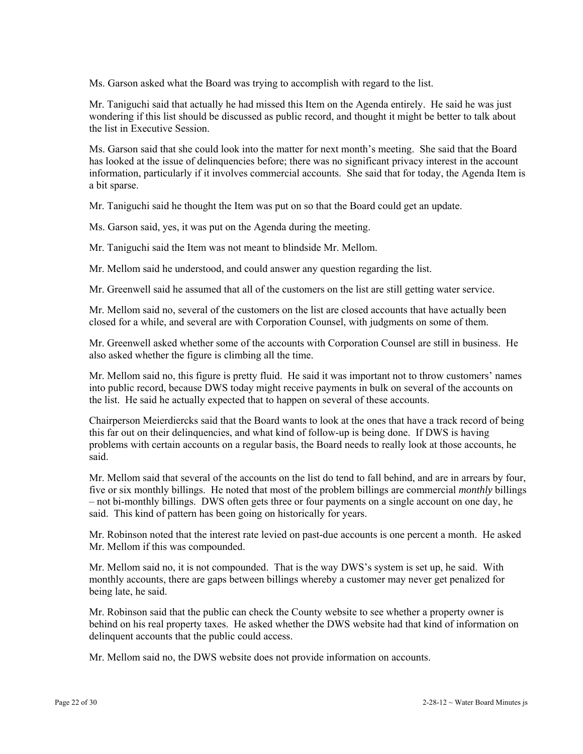Ms. Garson asked what the Board was trying to accomplish with regard to the list.

Mr. Taniguchi said that actually he had missed this Item on the Agenda entirely. He said he was just wondering if this list should be discussed as public record, and thought it might be better to talk about the list in Executive Session.

Ms. Garson said that she could look into the matter for next month's meeting. She said that the Board has looked at the issue of delinquencies before; there was no significant privacy interest in the account information, particularly if it involves commercial accounts. She said that for today, the Agenda Item is a bit sparse.

Mr. Taniguchi said he thought the Item was put on so that the Board could get an update.

Ms. Garson said, yes, it was put on the Agenda during the meeting.

Mr. Taniguchi said the Item was not meant to blindside Mr. Mellom.

Mr. Mellom said he understood, and could answer any question regarding the list.

Mr. Greenwell said he assumed that all of the customers on the list are still getting water service.

Mr. Mellom said no, several of the customers on the list are closed accounts that have actually been closed for a while, and several are with Corporation Counsel, with judgments on some of them.

Mr. Greenwell asked whether some of the accounts with Corporation Counsel are still in business. He also asked whether the figure is climbing all the time.

Mr. Mellom said no, this figure is pretty fluid. He said it was important not to throw customers' names into public record, because DWS today might receive payments in bulk on several of the accounts on the list. He said he actually expected that to happen on several of these accounts.

Chairperson Meierdiercks said that the Board wants to look at the ones that have a track record of being this far out on their delinquencies, and what kind of follow-up is being done. If DWS is having problems with certain accounts on a regular basis, the Board needs to really look at those accounts, he said.

Mr. Mellom said that several of the accounts on the list do tend to fall behind, and are in arrears by four, five or six monthly billings. He noted that most of the problem billings are commercial *monthly* billings – not bi-monthly billings. DWS often gets three or four payments on a single account on one day, he said. This kind of pattern has been going on historically for years.

Mr. Robinson noted that the interest rate levied on past-due accounts is one percent a month. He asked Mr. Mellom if this was compounded.

Mr. Mellom said no, it is not compounded. That is the way DWS's system is set up, he said. With monthly accounts, there are gaps between billings whereby a customer may never get penalized for being late, he said.

Mr. Robinson said that the public can check the County website to see whether a property owner is behind on his real property taxes. He asked whether the DWS website had that kind of information on delinquent accounts that the public could access.

Mr. Mellom said no, the DWS website does not provide information on accounts.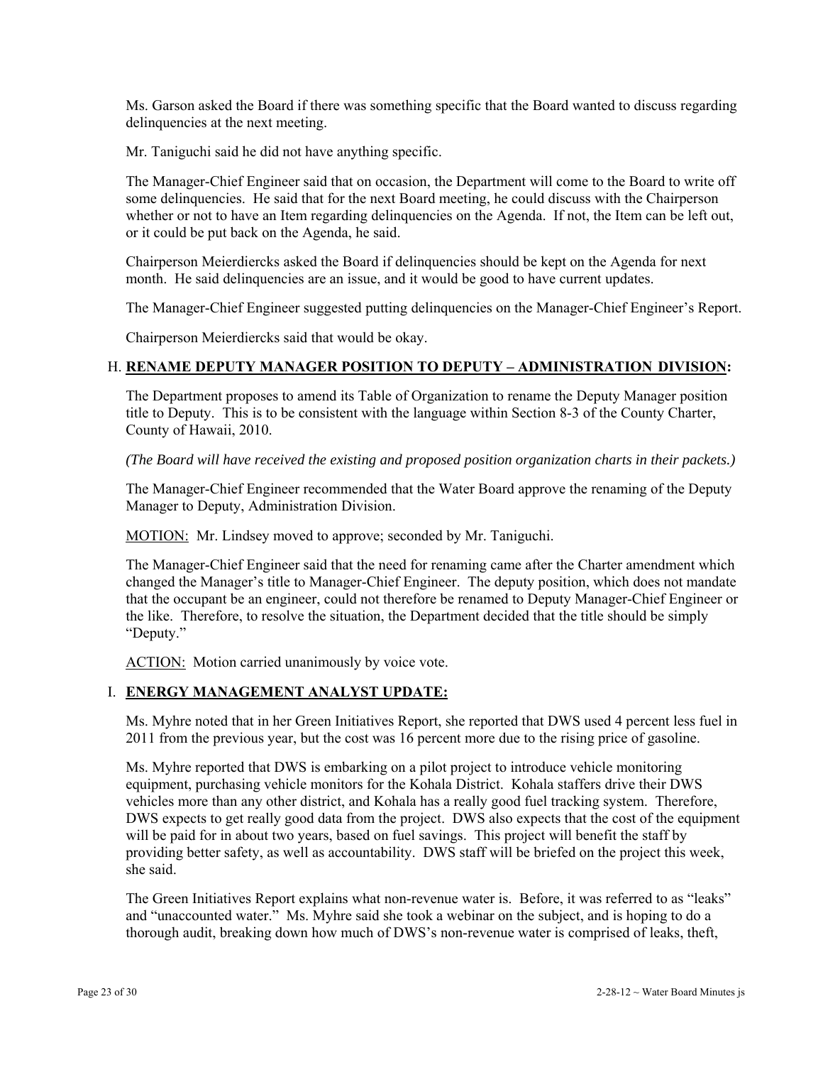Ms. Garson asked the Board if there was something specific that the Board wanted to discuss regarding delinquencies at the next meeting.

Mr. Taniguchi said he did not have anything specific.

The Manager-Chief Engineer said that on occasion, the Department will come to the Board to write off some delinquencies. He said that for the next Board meeting, he could discuss with the Chairperson whether or not to have an Item regarding delinquencies on the Agenda. If not, the Item can be left out, or it could be put back on the Agenda, he said.

Chairperson Meierdiercks asked the Board if delinquencies should be kept on the Agenda for next month. He said delinquencies are an issue, and it would be good to have current updates.

The Manager-Chief Engineer suggested putting delinquencies on the Manager-Chief Engineer's Report.

Chairperson Meierdiercks said that would be okay.

H. **RENAME DEPUTY MANAGER POSITION TO DEPUTY – ADMINISTRATION DIVISION:**

The Department proposes to amend its Table of Organization to rename the Deputy Manager position title to Deputy. This is to be consistent with the language within Section 8-3 of the County Charter, County of Hawaii, 2010.

*(The Board will have received the existing and proposed position organization charts in their packets.)*

The Manager-Chief Engineer recommended that the Water Board approve the renaming of the Deputy Manager to Deputy, Administration Division.

MOTION: Mr. Lindsey moved to approve; seconded by Mr. Taniguchi.

The Manager-Chief Engineer said that the need for renaming came after the Charter amendment which changed the Manager's title to Manager-Chief Engineer. The deputy position, which does not mandate that the occupant be an engineer, could not therefore be renamed to Deputy Manager-Chief Engineer or the like. Therefore, to resolve the situation, the Department decided that the title should be simply "Deputy."

ACTION: Motion carried unanimously by voice vote.

I. **ENERGY MANAGEMENT ANALYST UPDATE:**

Ms. Myhre noted that in her Green Initiatives Report, she reported that DWS used 4 percent less fuel in 2011 from the previous year, but the cost was 16 percent more due to the rising price of gasoline.

Ms. Myhre reported that DWS is embarking on a pilot project to introduce vehicle monitoring equipment, purchasing vehicle monitors for the Kohala District. Kohala staffers drive their DWS vehicles more than any other district, and Kohala has a really good fuel tracking system. Therefore, DWS expects to get really good data from the project. DWS also expects that the cost of the equipment will be paid for in about two years, based on fuel savings. This project will benefit the staff by providing better safety, as well as accountability. DWS staff will be briefed on the project this week, she said.

The Green Initiatives Report explains what non-revenue water is. Before, it was referred to as "leaks" and "unaccounted water." Ms. Myhre said she took a webinar on the subject, and is hoping to do a thorough audit, breaking down how much of DWS's non-revenue water is comprised of leaks, theft,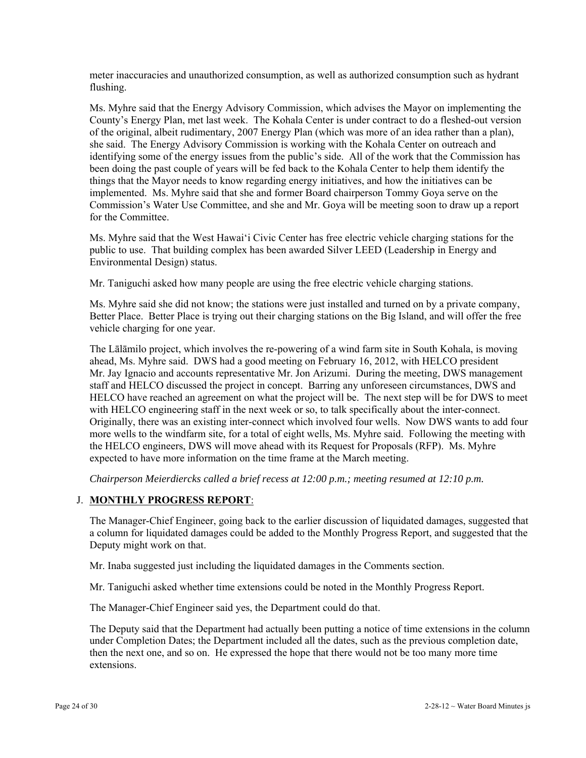meter inaccuracies and unauthorized consumption, as well as authorized consumption such as hydrant flushing.

Ms. Myhre said that the Energy Advisory Commission, which advises the Mayor on implementing the County's Energy Plan, met last week. The Kohala Center is under contract to do a fleshed-out version of the original, albeit rudimentary, 2007 Energy Plan (which was more of an idea rather than a plan), she said. The Energy Advisory Commission is working with the Kohala Center on outreach and identifying some of the energy issues from the public's side. All of the work that the Commission has been doing the past couple of years will be fed back to the Kohala Center to help them identify the things that the Mayor needs to know regarding energy initiatives, and how the initiatives can be implemented. Ms. Myhre said that she and former Board chairperson Tommy Goya serve on the Commission's Water Use Committee, and she and Mr. Goya will be meeting soon to draw up a report for the Committee.

Ms. Myhre said that the West Hawaiʻi Civic Center has free electric vehicle charging stations for the public to use. That building complex has been awarded Silver LEED (Leadership in Energy and Environmental Design) status.

Mr. Taniguchi asked how many people are using the free electric vehicle charging stations.

Ms. Myhre said she did not know; the stations were just installed and turned on by a private company, Better Place. Better Place is trying out their charging stations on the Big Island, and will offer the free vehicle charging for one year.

The Lālāmilo project, which involves the re-powering of a wind farm site in South Kohala, is moving ahead, Ms. Myhre said. DWS had a good meeting on February 16, 2012, with HELCO president Mr. Jay Ignacio and accounts representative Mr. Jon Arizumi. During the meeting, DWS management staff and HELCO discussed the project in concept. Barring any unforeseen circumstances, DWS and HELCO have reached an agreement on what the project will be. The next step will be for DWS to meet with HELCO engineering staff in the next week or so, to talk specifically about the inter-connect. Originally, there was an existing inter-connect which involved four wells. Now DWS wants to add four more wells to the windfarm site, for a total of eight wells, Ms. Myhre said. Following the meeting with the HELCO engineers, DWS will move ahead with its Request for Proposals (RFP). Ms. Myhre expected to have more information on the time frame at the March meeting.

*Chairperson Meierdiercks called a brief recess at 12:00 p.m.; meeting resumed at 12:10 p.m.*

J. **MONTHLY PROGRESS REPORT**:

The Manager-Chief Engineer, going back to the earlier discussion of liquidated damages, suggested that a column for liquidated damages could be added to the Monthly Progress Report, and suggested that the Deputy might work on that.

Mr. Inaba suggested just including the liquidated damages in the Comments section.

Mr. Taniguchi asked whether time extensions could be noted in the Monthly Progress Report.

The Manager-Chief Engineer said yes, the Department could do that.

The Deputy said that the Department had actually been putting a notice of time extensions in the column under Completion Dates; the Department included all the dates, such as the previous completion date, then the next one, and so on. He expressed the hope that there would not be too many more time extensions.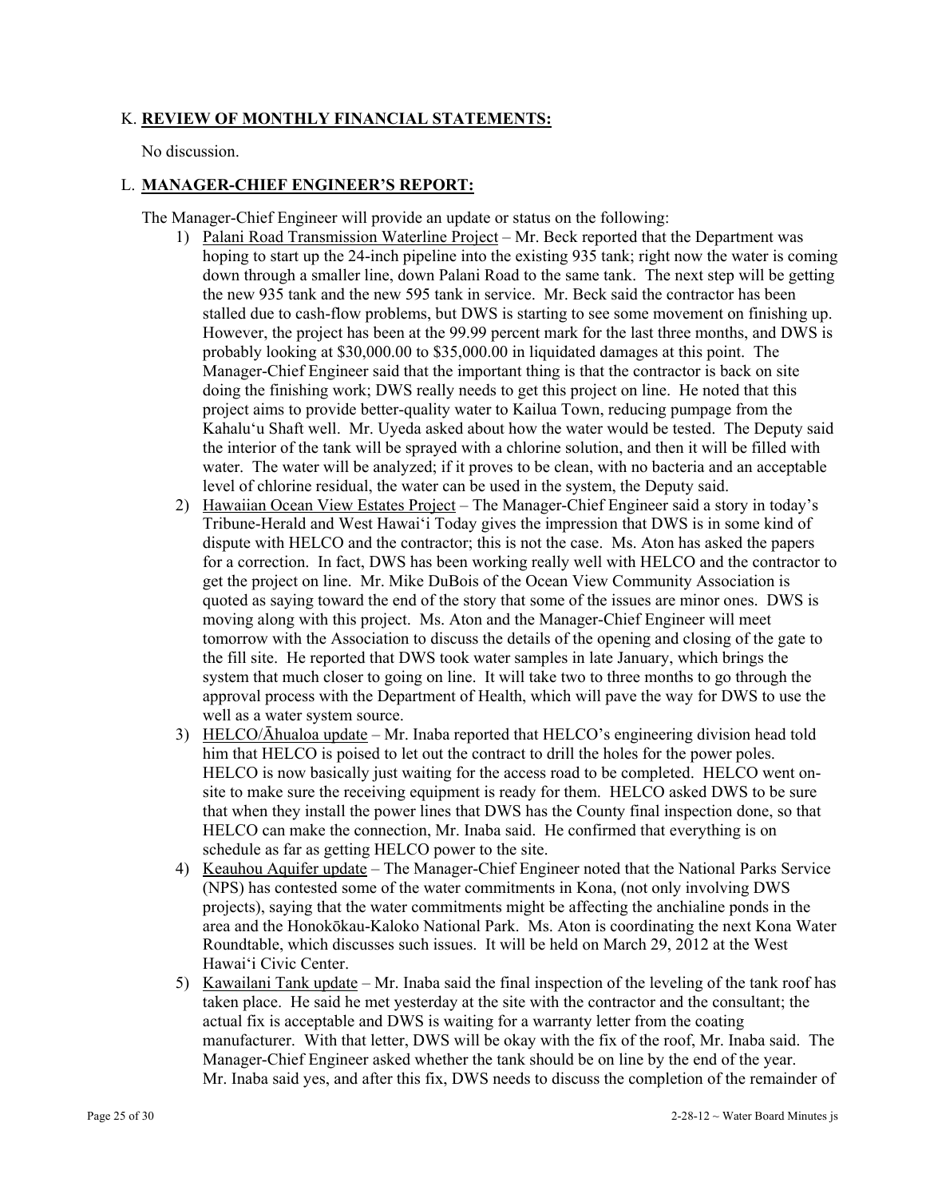K. **REVIEW OF MONTHLY FINANCIAL STATEMENTS:**

No discussion.

L. **MANAGER-CHIEF ENGINEER'S REPORT:**

The Manager-Chief Engineer will provide an update or status on the following:

1) Palani Road Transmission Waterline Project – Mr. Beck reported that the Department was hoping to start up the 24-inch pipeline into the existing 935 tank; right now the water is coming down through a smaller line, down Palani Road to the same tank. The next step will be getting the new 935 tank and the new 595 tank in service. Mr. Beck said the contractor has been stalled due to cash-flow problems, but DWS is starting to see some movement on finishing up. However, the project has been at the 99.99 percent mark for the last three months, and DWS is probably looking at $30,000.00 to $35,000.00 in liquidated damages at this point. The Manager-Chief Engineer said that the important thing is that the contractor is back on site doing the finishing work; DWS really needs to get this project on line. He noted that this project aims to provide better-quality water to Kailua Town, reducing pumpage from the Kahalu'u Shaft well. Mr. Uyeda asked about how the water would be tested. The Deputy said the interior of the tank will be sprayed with a chlorine solution, and then it will be filled with water. The water will be analyzed; if it proves to be clean, with no bacteria and an acceptable level of chlorine residual, the water can be used in the system, the Deputy said.

2) Hawaiian Ocean View Estates Project – The Manager-Chief Engineer said a story in today's Tribune-Herald and West Hawai'i Today gives the impression that DWS is in some kind of dispute with HELCO and the contractor; this is not the case. Ms. Aton has asked the papers for a correction. In fact, DWS has been working really well with HELCO and the contractor to get the project on line. Mr. Mike DuBois of the Ocean View Community Association is quoted as saying toward the end of the story that some of the issues are minor ones. DWS is moving along with this project. Ms. Aton and the Manager-Chief Engineer will meet tomorrow with the Association to discuss the details of the opening and closing of the gate to the fill site. He reported that DWS took water samples in late January, which brings the system that much closer to going on line. It will take two to three months to go through the approval process with the Department of Health, which will pave the way for DWS to use the well as a water system source.

3) HELCO/Āhualoa update – Mr. Inaba reported that HELCO's engineering division head told him that HELCO is poised to let out the contract to drill the holes for the power poles. HELCO is now basically just waiting for the access road to be completed. HELCO went on-site to make sure the receiving equipment is ready for them. HELCO asked DWS to be sure that when they install the power lines that DWS has the County final inspection done, so that HELCO can make the connection, Mr. Inaba said. He confirmed that everything is on schedule as far as getting HELCO power to the site.

4) Keauhou Aquifer update – The Manager-Chief Engineer noted that the National Parks Service (NPS) has contested some of the water commitments in Kona, (not only involving DWS projects), saying that the water commitments might be affecting the anchialine ponds in the area and the Honokōkau-Kaloko National Park. Ms. Aton is coordinating the next Kona Water Roundtable, which discusses such issues. It will be held on March 29, 2012 at the West Hawai'i Civic Center.

5) Kawailani Tank update – Mr. Inaba said the final inspection of the leveling of the tank roof has taken place. He said he met yesterday at the site with the contractor and the consultant; the actual fix is acceptable and DWS is waiting for a warranty letter from the coating manufacturer. With that letter, DWS will be okay with the fix of the roof, Mr. Inaba said. The Manager-Chief Engineer asked whether the tank should be on line by the end of the year. Mr. Inaba said yes, and after this fix, DWS needs to discuss the completion of the remainder of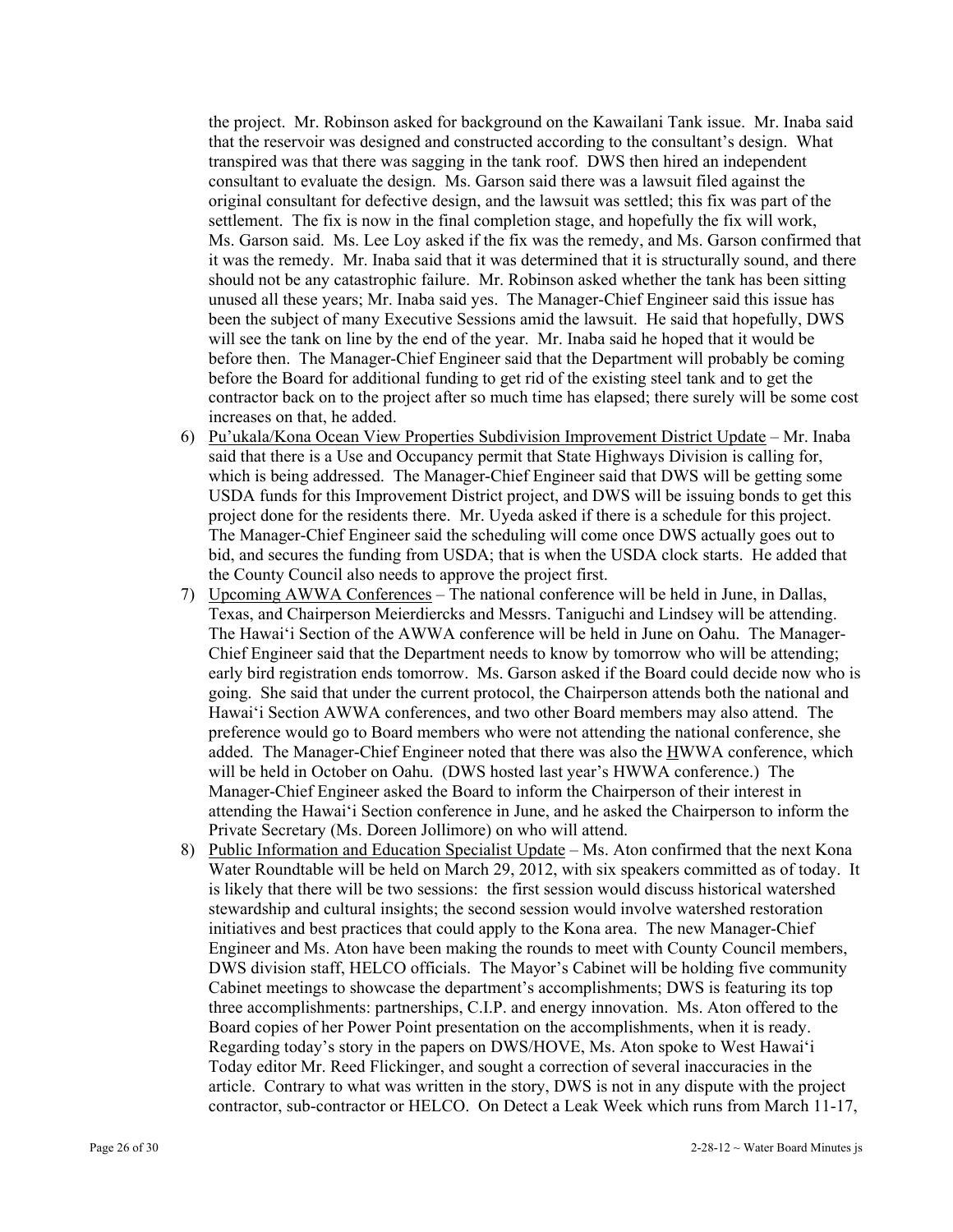the project. Mr. Robinson asked for background on the Kawailani Tank issue. Mr. Inaba said that the reservoir was designed and constructed according to the consultant's design. What transpired was that there was sagging in the tank roof. DWS then hired an independent consultant to evaluate the design. Ms. Garson said there was a lawsuit filed against the original consultant for defective design, and the lawsuit was settled; this fix was part of the settlement. The fix is now in the final completion stage, and hopefully the fix will work, Ms. Garson said. Ms. Lee Loy asked if the fix was the remedy, and Ms. Garson confirmed that it was the remedy. Mr. Inaba said that it was determined that it is structurally sound, and there should not be any catastrophic failure. Mr. Robinson asked whether the tank has been sitting unused all these years; Mr. Inaba said yes. The Manager-Chief Engineer said this issue has been the subject of many Executive Sessions amid the lawsuit. He said that hopefully, DWS will see the tank on line by the end of the year. Mr. Inaba said he hoped that it would be before then. The Manager-Chief Engineer said that the Department will probably be coming before the Board for additional funding to get rid of the existing steel tank and to get the contractor back on to the project after so much time has elapsed; there surely will be some cost increases on that, he added.

6) Pu'ukala/Kona Ocean View Properties Subdivision Improvement District Update – Mr. Inaba said that there is a Use and Occupancy permit that State Highways Division is calling for, which is being addressed. The Manager-Chief Engineer said that DWS will be getting some USDA funds for this Improvement District project, and DWS will be issuing bonds to get this project done for the residents there. Mr. Uyeda asked if there is a schedule for this project. The Manager-Chief Engineer said the scheduling will come once DWS actually goes out to bid, and secures the funding from USDA; that is when the USDA clock starts. He added that the County Council also needs to approve the project first.

7) Upcoming AWWA Conferences – The national conference will be held in June, in Dallas, Texas, and Chairperson Meierdiercks and Messrs. Taniguchi and Lindsey will be attending. The Hawai'i Section of the AWWA conference will be held in June on Oahu. The Manager-Chief Engineer said that the Department needs to know by tomorrow who will be attending; early bird registration ends tomorrow. Ms. Garson asked if the Board could decide now who is going. She said that under the current protocol, the Chairperson attends both the national and Hawai'i Section AWWA conferences, and two other Board members may also attend. The preference would go to Board members who were not attending the national conference, she added. The Manager-Chief Engineer noted that there was also the HWWA conference, which will be held in October on Oahu. (DWS hosted last year's HWWA conference.) The Manager-Chief Engineer asked the Board to inform the Chairperson of their interest in attending the Hawai'i Section conference in June, and he asked the Chairperson to inform the Private Secretary (Ms. Doreen Jollimore) on who will attend.

8) Public Information and Education Specialist Update – Ms. Aton confirmed that the next Kona Water Roundtable will be held on March 29, 2012, with six speakers committed as of today. It is likely that there will be two sessions: the first session would discuss historical watershed stewardship and cultural insights; the second session would involve watershed restoration initiatives and best practices that could apply to the Kona area. The new Manager-Chief Engineer and Ms. Aton have been making the rounds to meet with County Council members, DWS division staff, HELCO officials. The Mayor's Cabinet will be holding five community Cabinet meetings to showcase the department's accomplishments; DWS is featuring its top three accomplishments: partnerships, C.I.P. and energy innovation. Ms. Aton offered to the Board copies of her Power Point presentation on the accomplishments, when it is ready. Regarding today's story in the papers on DWS/HOVE, Ms. Aton spoke to West Hawai'i Today editor Mr. Reed Flickinger, and sought a correction of several inaccuracies in the article. Contrary to what was written in the story, DWS is not in any dispute with the project contractor, sub-contractor or HELCO. On Detect a Leak Week which runs from March 11-17,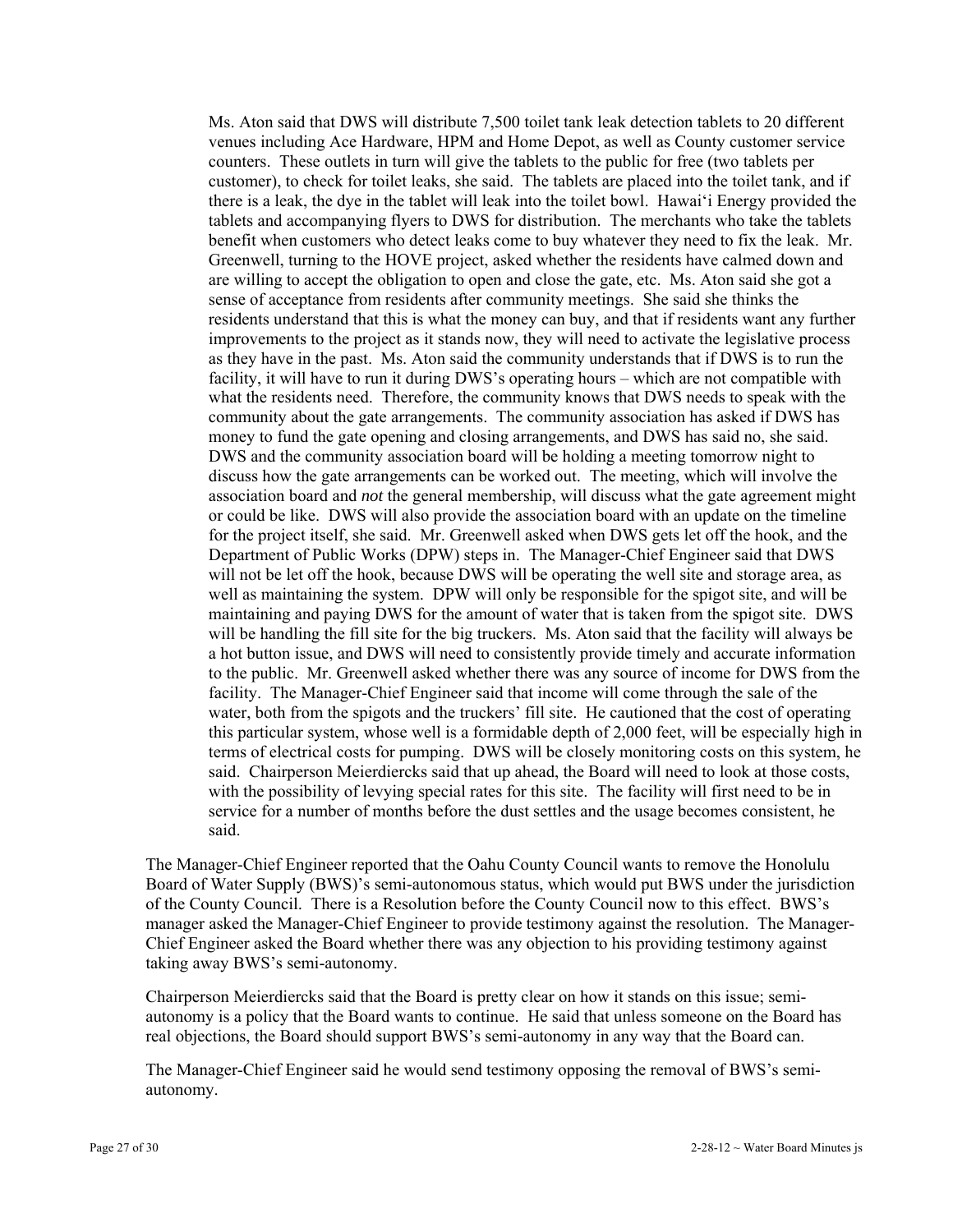Ms. Aton said that DWS will distribute 7,500 toilet tank leak detection tablets to 20 different venues including Ace Hardware, HPM and Home Depot, as well as County customer service counters. These outlets in turn will give the tablets to the public for free (two tablets per customer), to check for toilet leaks, she said. The tablets are placed into the toilet tank, and if there is a leak, the dye in the tablet will leak into the toilet bowl. Hawai'i Energy provided the tablets and accompanying flyers to DWS for distribution. The merchants who take the tablets benefit when customers who detect leaks come to buy whatever they need to fix the leak. Mr. Greenwell, turning to the HOVE project, asked whether the residents have calmed down and are willing to accept the obligation to open and close the gate, etc. Ms. Aton said she got a sense of acceptance from residents after community meetings. She said she thinks the residents understand that this is what the money can buy, and that if residents want any further improvements to the project as it stands now, they will need to activate the legislative process as they have in the past. Ms. Aton said the community understands that if DWS is to run the facility, it will have to run it during DWS's operating hours – which are not compatible with what the residents need. Therefore, the community knows that DWS needs to speak with the community about the gate arrangements. The community association has asked if DWS has money to fund the gate opening and closing arrangements, and DWS has said no, she said. DWS and the community association board will be holding a meeting tomorrow night to discuss how the gate arrangements can be worked out. The meeting, which will involve the association board and *not* the general membership, will discuss what the gate agreement might or could be like. DWS will also provide the association board with an update on the timeline for the project itself, she said. Mr. Greenwell asked when DWS gets let off the hook, and the Department of Public Works (DPW) steps in. The Manager-Chief Engineer said that DWS will not be let off the hook, because DWS will be operating the well site and storage area, as well as maintaining the system. DPW will only be responsible for the spigot site, and will be maintaining and paying DWS for the amount of water that is taken from the spigot site. DWS will be handling the fill site for the big truckers. Ms. Aton said that the facility will always be a hot button issue, and DWS will need to consistently provide timely and accurate information to the public. Mr. Greenwell asked whether there was any source of income for DWS from the facility. The Manager-Chief Engineer said that income will come through the sale of the water, both from the spigots and the truckers' fill site. He cautioned that the cost of operating this particular system, whose well is a formidable depth of 2,000 feet, will be especially high in terms of electrical costs for pumping. DWS will be closely monitoring costs on this system, he said. Chairperson Meierdiercks said that up ahead, the Board will need to look at those costs, with the possibility of levying special rates for this site. The facility will first need to be in service for a number of months before the dust settles and the usage becomes consistent, he said.

The Manager-Chief Engineer reported that the Oahu County Council wants to remove the Honolulu Board of Water Supply (BWS)'s semi-autonomous status, which would put BWS under the jurisdiction of the County Council. There is a Resolution before the County Council now to this effect. BWS's manager asked the Manager-Chief Engineer to provide testimony against the resolution. The Manager-Chief Engineer asked the Board whether there was any objection to his providing testimony against taking away BWS's semi-autonomy.

Chairperson Meierdiercks said that the Board is pretty clear on how it stands on this issue; semi-autonomy is a policy that the Board wants to continue. He said that unless someone on the Board has real objections, the Board should support BWS's semi-autonomy in any way that the Board can.

The Manager-Chief Engineer said he would send testimony opposing the removal of BWS's semi-autonomy.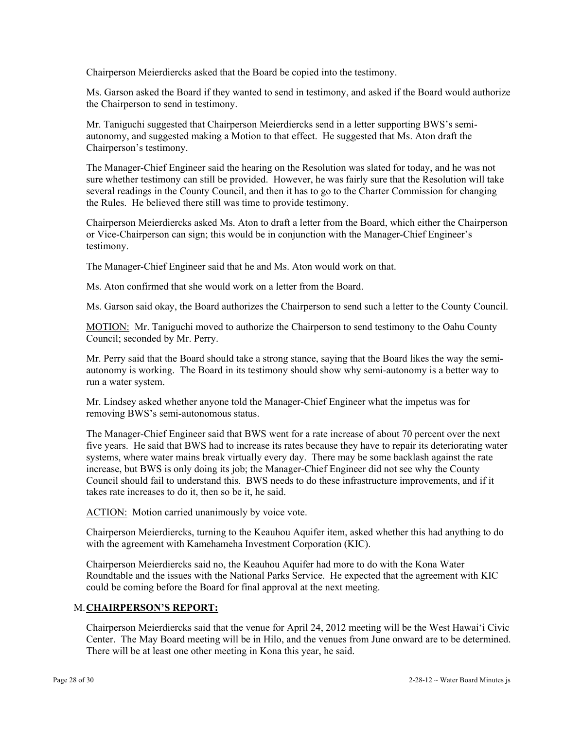Chairperson Meierdiercks asked that the Board be copied into the testimony.

Ms. Garson asked the Board if they wanted to send in testimony, and asked if the Board would authorize the Chairperson to send in testimony.

Mr. Taniguchi suggested that Chairperson Meierdiercks send in a letter supporting BWS's semi-autonomy, and suggested making a Motion to that effect. He suggested that Ms. Aton draft the Chairperson's testimony.

The Manager-Chief Engineer said the hearing on the Resolution was slated for today, and he was not sure whether testimony can still be provided. However, he was fairly sure that the Resolution will take several readings in the County Council, and then it has to go to the Charter Commission for changing the Rules. He believed there still was time to provide testimony.

Chairperson Meierdiercks asked Ms. Aton to draft a letter from the Board, which either the Chairperson or Vice-Chairperson can sign; this would be in conjunction with the Manager-Chief Engineer's testimony.

The Manager-Chief Engineer said that he and Ms. Aton would work on that.

Ms. Aton confirmed that she would work on a letter from the Board.

Ms. Garson said okay, the Board authorizes the Chairperson to send such a letter to the County Council.

MOTION: Mr. Taniguchi moved to authorize the Chairperson to send testimony to the Oahu County Council; seconded by Mr. Perry.

Mr. Perry said that the Board should take a strong stance, saying that the Board likes the way the semi-autonomy is working. The Board in its testimony should show why semi-autonomy is a better way to run a water system.

Mr. Lindsey asked whether anyone told the Manager-Chief Engineer what the impetus was for removing BWS's semi-autonomous status.

The Manager-Chief Engineer said that BWS went for a rate increase of about 70 percent over the next five years. He said that BWS had to increase its rates because they have to repair its deteriorating water systems, where water mains break virtually every day. There may be some backlash against the rate increase, but BWS is only doing its job; the Manager-Chief Engineer did not see why the County Council should fail to understand this. BWS needs to do these infrastructure improvements, and if it takes rate increases to do it, then so be it, he said.

ACTION: Motion carried unanimously by voice vote.

Chairperson Meierdiercks, turning to the Keauhou Aquifer item, asked whether this had anything to do with the agreement with Kamehameha Investment Corporation (KIC).

Chairperson Meierdiercks said no, the Keauhou Aquifer had more to do with the Kona Water Roundtable and the issues with the National Parks Service. He expected that the agreement with KIC could be coming before the Board for final approval at the next meeting.

## M. CHAIRPERSON'S REPORT:

Chairperson Meierdiercks said that the venue for April 24, 2012 meeting will be the West Hawai'i Civic Center. The May Board meeting will be in Hilo, and the venues from June onward are to be determined. There will be at least one other meeting in Kona this year, he said.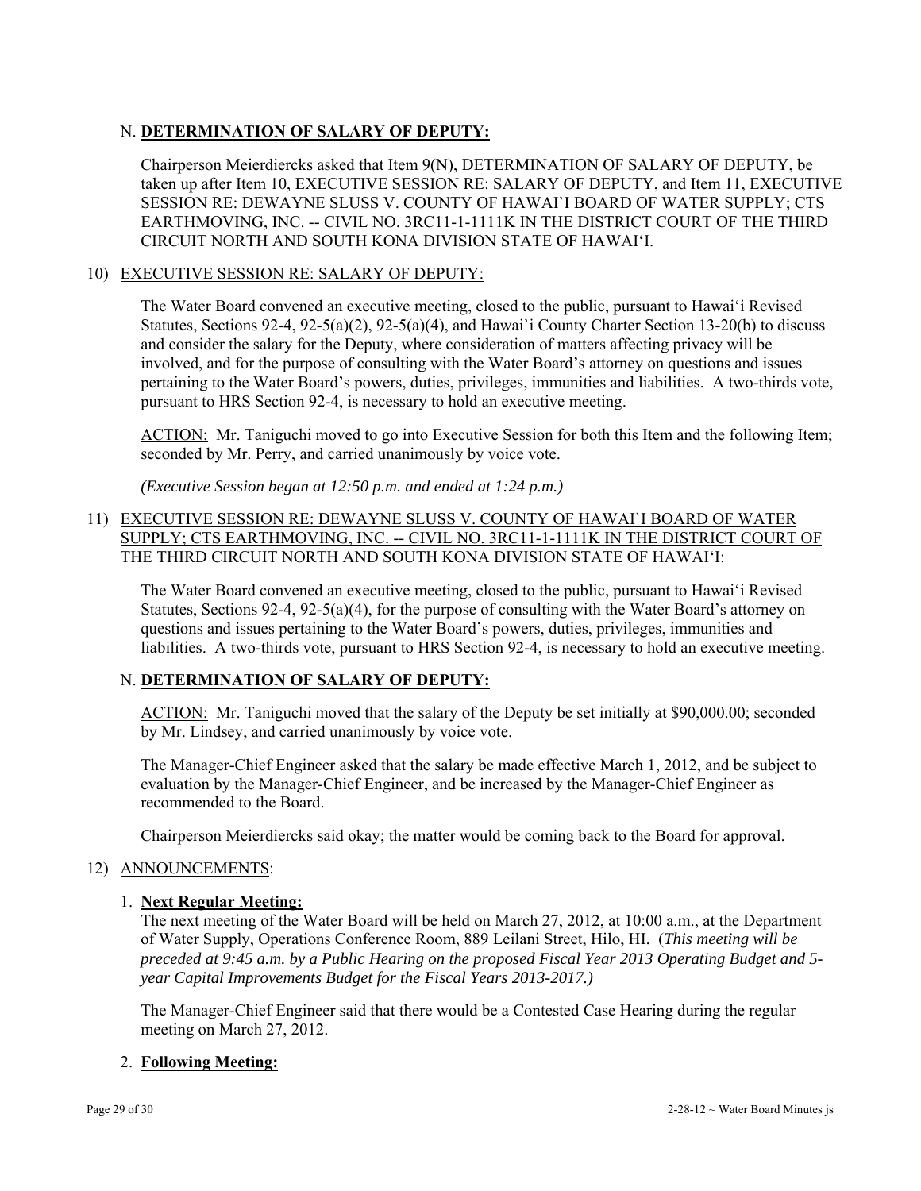N. **DETERMINATION OF SALARY OF DEPUTY:**

Chairperson Meierdiercks asked that Item 9(N), DETERMINATION OF SALARY OF DEPUTY, be taken up after Item 10, EXECUTIVE SESSION RE: SALARY OF DEPUTY, and Item 11, EXECUTIVE SESSION RE: DEWAYNE SLUSS V. COUNTY OF HAWAI`I BOARD OF WATER SUPPLY; CTS EARTHMOVING, INC. -- CIVIL NO. 3RC11-1-1111K IN THE DISTRICT COURT OF THE THIRD CIRCUIT NORTH AND SOUTH KONA DIVISION STATE OF HAWAI'I.

10) <u>EXECUTIVE SESSION RE: SALARY OF DEPUTY:</u>

The Water Board convened an executive meeting, closed to the public, pursuant to Hawai'i Revised Statutes, Sections 92-4, 92-5(a)(2), 92-5(a)(4), and Hawai`i County Charter Section 13-20(b) to discuss and consider the salary for the Deputy, where consideration of matters affecting privacy will be involved, and for the purpose of consulting with the Water Board's attorney on questions and issues pertaining to the Water Board's powers, duties, privileges, immunities and liabilities. A two-thirds vote, pursuant to HRS Section 92-4, is necessary to hold an executive meeting.

<u>ACTION:</u> Mr. Taniguchi moved to go into Executive Session for both this Item and the following Item; seconded by Mr. Perry, and carried unanimously by voice vote.

*(Executive Session began at 12:50 p.m. and ended at 1:24 p.m.)*

11) <u>EXECUTIVE SESSION RE: DEWAYNE SLUSS V. COUNTY OF HAWAI`I BOARD OF WATER SUPPLY; CTS EARTHMOVING, INC. -- CIVIL NO. 3RC11-1-1111K IN THE DISTRICT COURT OF THE THIRD CIRCUIT NORTH AND SOUTH KONA DIVISION STATE OF HAWAI'I:</u>

The Water Board convened an executive meeting, closed to the public, pursuant to Hawai'i Revised Statutes, Sections 92-4, 92-5(a)(4), for the purpose of consulting with the Water Board's attorney on questions and issues pertaining to the Water Board's powers, duties, privileges, immunities and liabilities. A two-thirds vote, pursuant to HRS Section 92-4, is necessary to hold an executive meeting.

N. **DETERMINATION OF SALARY OF DEPUTY:**

<u>ACTION:</u> Mr. Taniguchi moved that the salary of the Deputy be set initially at $90,000.00; seconded by Mr. Lindsey, and carried unanimously by voice vote.

The Manager-Chief Engineer asked that the salary be made effective March 1, 2012, and be subject to evaluation by the Manager-Chief Engineer, and be increased by the Manager-Chief Engineer as recommended to the Board.

Chairperson Meierdiercks said okay; the matter would be coming back to the Board for approval.

12) <u>ANNOUNCEMENTS</u>:

1. **<u>Next Regular Meeting:</u>**
The next meeting of the Water Board will be held on March 27, 2012, at 10:00 a.m., at the Department of Water Supply, Operations Conference Room, 889 Leilani Street, Hilo, HI. (*This meeting will be preceded at 9:45 a.m. by a Public Hearing on the proposed Fiscal Year 2013 Operating Budget and 5-year Capital Improvements Budget for the Fiscal Years 2013-2017.)*

The Manager-Chief Engineer said that there would be a Contested Case Hearing during the regular meeting on March 27, 2012.

2. **<u>Following Meeting:</u>**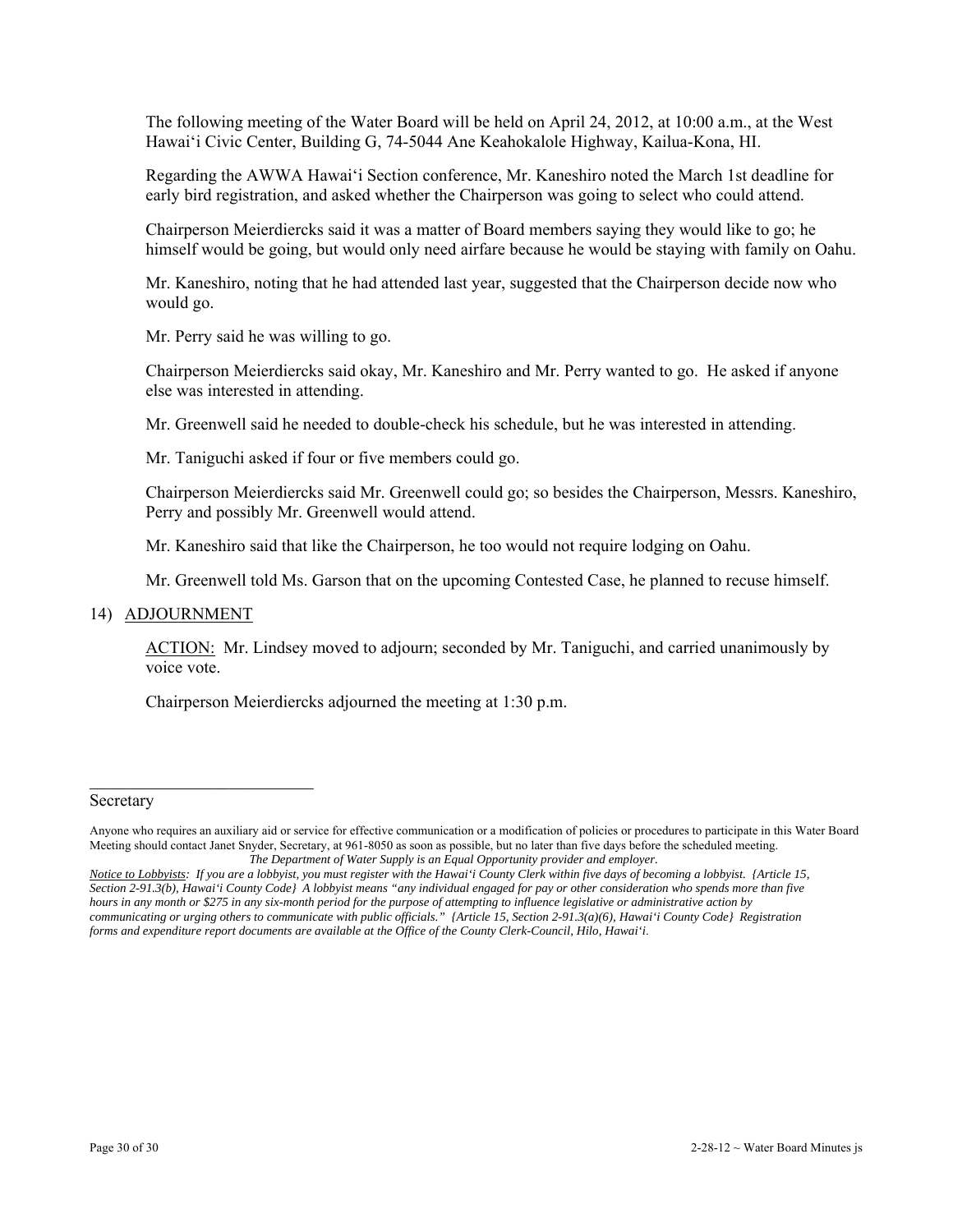The following meeting of the Water Board will be held on April 24, 2012, at 10:00 a.m., at the West Hawai'i Civic Center, Building G, 74-5044 Ane Keahokalole Highway, Kailua-Kona, HI.

Regarding the AWWA Hawai'i Section conference, Mr. Kaneshiro noted the March 1st deadline for early bird registration, and asked whether the Chairperson was going to select who could attend.

Chairperson Meierdiercks said it was a matter of Board members saying they would like to go; he himself would be going, but would only need airfare because he would be staying with family on Oahu.

Mr. Kaneshiro, noting that he had attended last year, suggested that the Chairperson decide now who would go.

Mr. Perry said he was willing to go.

Chairperson Meierdiercks said okay, Mr. Kaneshiro and Mr. Perry wanted to go. He asked if anyone else was interested in attending.

Mr. Greenwell said he needed to double-check his schedule, but he was interested in attending.

Mr. Taniguchi asked if four or five members could go.

Chairperson Meierdiercks said Mr. Greenwell could go; so besides the Chairperson, Messrs. Kaneshiro, Perry and possibly Mr. Greenwell would attend.

Mr. Kaneshiro said that like the Chairperson, he too would not require lodging on Oahu.

Mr. Greenwell told Ms. Garson that on the upcoming Contested Case, he planned to recuse himself.

14) <u>ADJOURNMENT</u>

<u>ACTION:</u> Mr. Lindsey moved to adjourn; seconded by Mr. Taniguchi, and carried unanimously by voice vote.

Chairperson Meierdiercks adjourned the meeting at 1:30 p.m.

\_\_\_\_\_\_\_\_\_\_\_\_\_\_\_\_\_\_\_\_\_\_\_\_\_\_\_
Secretary

Anyone who requires an auxiliary aid or service for effective communication or a modification of policies or procedures to participate in this Water Board Meeting should contact Janet Snyder, Secretary, at 961-8050 as soon as possible, but no later than five days before the scheduled meeting.

*The Department of Water Supply is an Equal Opportunity provider and employer.*

*<u>Notice to Lobbyists</u>: If you are a lobbyist, you must register with the Hawai'i County Clerk within five days of becoming a lobbyist. {Article 15, Section 2-91.3(b), Hawai'i County Code} A lobbyist means "any individual engaged for pay or other consideration who spends more than five hours in any month or $275 in any six-month period for the purpose of attempting to influence legislative or administrative action by communicating or urging others to communicate with public officials." {Article 15, Section 2-91.3(a)(6), Hawai'i County Code} Registration forms and expenditure report documents are available at the Office of the County Clerk-Council, Hilo, Hawai'i.*